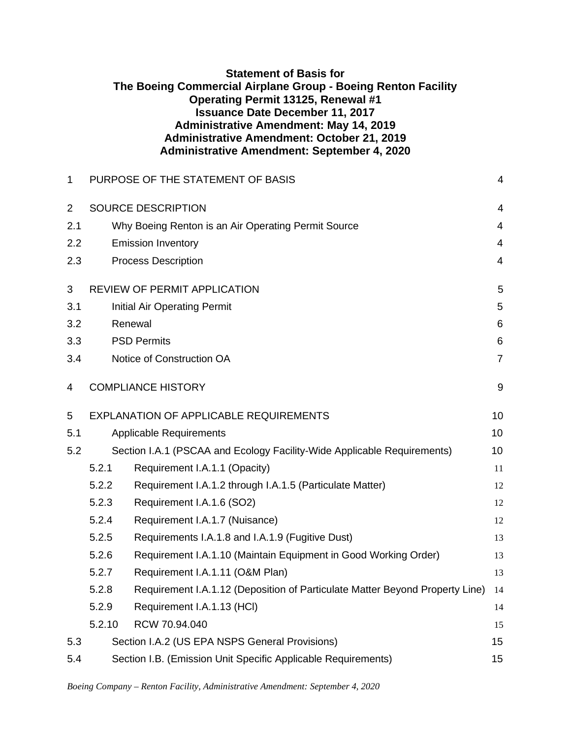**Statement of Basis for**
**The Boeing Commercial Airplane Group - Boeing Renton Facility**
**Operating Permit 13125, Renewal #1**
**Issuance Date December 11, 2017**
**Administrative Amendment: May 14, 2019**
**Administrative Amendment: October 21, 2019**
**Administrative Amendment: September 4, 2020**

| | | |
|---|---|---|
| 1 | PURPOSE OF THE STATEMENT OF BASIS | 4 |
| 2 | SOURCE DESCRIPTION | 4 |
| 2.1 | Why Boeing Renton is an Air Operating Permit Source | 4 |
| 2.2 | Emission Inventory | 4 |
| 2.3 | Process Description | 4 |
| 3 | REVIEW OF PERMIT APPLICATION | 5 |
| 3.1 | Initial Air Operating Permit | 5 |
| 3.2 | Renewal | 6 |
| 3.3 | PSD Permits | 6 |
| 3.4 | Notice of Construction OA | 7 |
| 4 | COMPLIANCE HISTORY | 9 |
| 5 | EXPLANATION OF APPLICABLE REQUIREMENTS | 10 |
| 5.1 | Applicable Requirements | 10 |
| 5.2 | Section I.A.1 (PSCAA and Ecology Facility-Wide Applicable Requirements) | 10 |
| 5.2.1 | Requirement I.A.1.1 (Opacity) | 11 |
| 5.2.2 | Requirement I.A.1.2 through I.A.1.5 (Particulate Matter) | 12 |
| 5.2.3 | Requirement I.A.1.6 (SO2) | 12 |
| 5.2.4 | Requirement I.A.1.7 (Nuisance) | 12 |
| 5.2.5 | Requirements I.A.1.8 and I.A.1.9 (Fugitive Dust) | 13 |
| 5.2.6 | Requirement I.A.1.10 (Maintain Equipment in Good Working Order) | 13 |
| 5.2.7 | Requirement I.A.1.11 (O&M Plan) | 13 |
| 5.2.8 | Requirement I.A.1.12 (Deposition of Particulate Matter Beyond Property Line) | 14 |
| 5.2.9 | Requirement I.A.1.13 (HCl) | 14 |
| 5.2.10 | RCW 70.94.040 | 15 |
| 5.3 | Section I.A.2 (US EPA NSPS General Provisions) | 15 |
| 5.4 | Section I.B. (Emission Unit Specific Applicable Requirements) | 15 |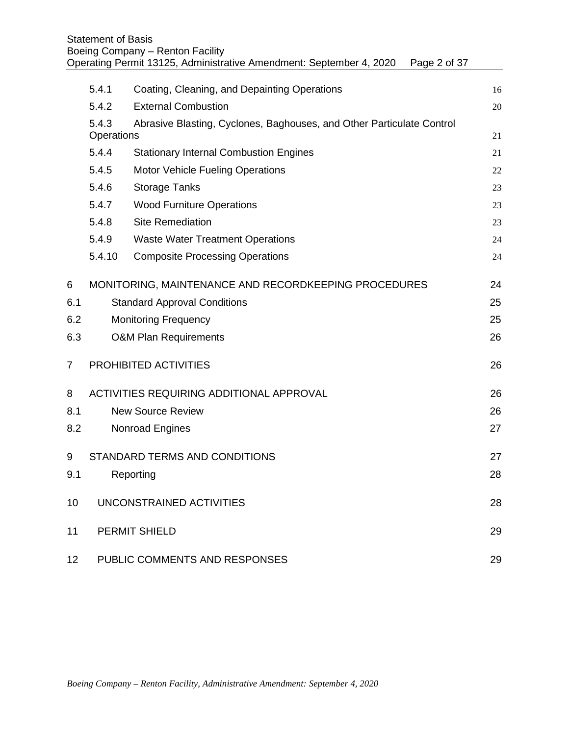| | | |
|---|---|---|
| 5.4.1 | Coating, Cleaning, and Depainting Operations | 16 |
| 5.4.2 | External Combustion | 20 |
| 5.4.3 | Abrasive Blasting, Cyclones, Baghouses, and Other Particulate Control Operations | 21 |
| 5.4.4 | Stationary Internal Combustion Engines | 21 |
| 5.4.5 | Motor Vehicle Fueling Operations | 22 |
| 5.4.6 | Storage Tanks | 23 |
| 5.4.7 | Wood Furniture Operations | 23 |
| 5.4.8 | Site Remediation | 23 |
| 5.4.9 | Waste Water Treatment Operations | 24 |
| 5.4.10 | Composite Processing Operations | 24 |
| 6 | MONITORING, MAINTENANCE AND RECORDKEEPING PROCEDURES | 24 |
| 6.1 | Standard Approval Conditions | 25 |
| 6.2 | Monitoring Frequency | 25 |
| 6.3 | O&M Plan Requirements | 26 |
| 7 | PROHIBITED ACTIVITIES | 26 |
| 8 | ACTIVITIES REQUIRING ADDITIONAL APPROVAL | 26 |
| 8.1 | New Source Review | 26 |
| 8.2 | Nonroad Engines | 27 |
| 9 | STANDARD TERMS AND CONDITIONS | 27 |
| 9.1 | Reporting | 28 |
| 10 | UNCONSTRAINED ACTIVITIES | 28 |
| 11 | PERMIT SHIELD | 29 |
| 12 | PUBLIC COMMENTS AND RESPONSES | 29 |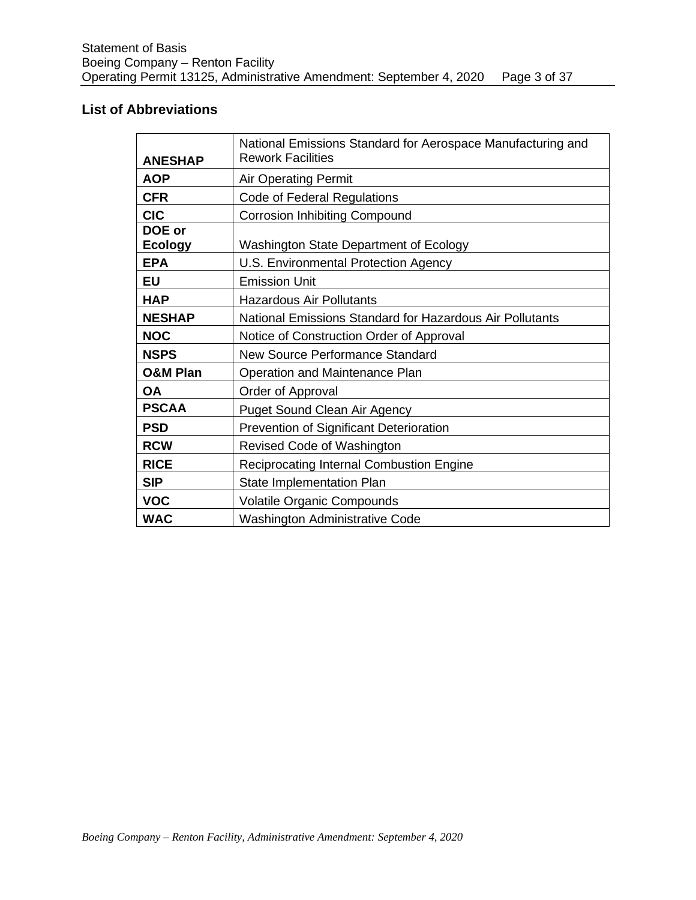## List of Abbreviations

| | |
|---|---|
| **ANESHAP** | National Emissions Standard for Aerospace Manufacturing and Rework Facilities |
| **AOP** | Air Operating Permit |
| **CFR** | Code of Federal Regulations |
| **CIC** | Corrosion Inhibiting Compound |
| **DOE or Ecology** | Washington State Department of Ecology |
| **EPA** | U.S. Environmental Protection Agency |
| **EU** | Emission Unit |
| **HAP** | Hazardous Air Pollutants |
| **NESHAP** | National Emissions Standard for Hazardous Air Pollutants |
| **NOC** | Notice of Construction Order of Approval |
| **NSPS** | New Source Performance Standard |
| **O&M Plan** | Operation and Maintenance Plan |
| **OA** | Order of Approval |
| **PSCAA** | Puget Sound Clean Air Agency |
| **PSD** | Prevention of Significant Deterioration |
| **RCW** | Revised Code of Washington |
| **RICE** | Reciprocating Internal Combustion Engine |
| **SIP** | State Implementation Plan |
| **VOC** | Volatile Organic Compounds |
| **WAC** | Washington Administrative Code |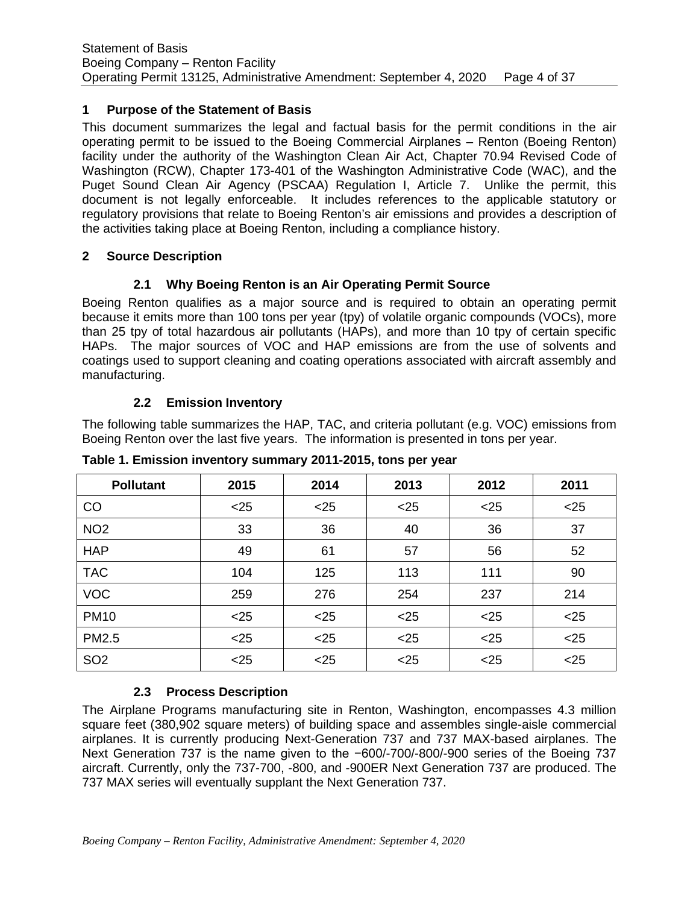## 1 Purpose of the Statement of Basis

This document summarizes the legal and factual basis for the permit conditions in the air operating permit to be issued to the Boeing Commercial Airplanes – Renton (Boeing Renton) facility under the authority of the Washington Clean Air Act, Chapter 70.94 Revised Code of Washington (RCW), Chapter 173-401 of the Washington Administrative Code (WAC), and the Puget Sound Clean Air Agency (PSCAA) Regulation I, Article 7. Unlike the permit, this document is not legally enforceable. It includes references to the applicable statutory or regulatory provisions that relate to Boeing Renton's air emissions and provides a description of the activities taking place at Boeing Renton, including a compliance history.

## 2 Source Description

### 2.1 Why Boeing Renton is an Air Operating Permit Source

Boeing Renton qualifies as a major source and is required to obtain an operating permit because it emits more than 100 tons per year (tpy) of volatile organic compounds (VOCs), more than 25 tpy of total hazardous air pollutants (HAPs), and more than 10 tpy of certain specific HAPs. The major sources of VOC and HAP emissions are from the use of solvents and coatings used to support cleaning and coating operations associated with aircraft assembly and manufacturing.

### 2.2 Emission Inventory

The following table summarizes the HAP, TAC, and criteria pollutant (e.g. VOC) emissions from Boeing Renton over the last five years. The information is presented in tons per year.

**Table 1. Emission inventory summary 2011-2015, tons per year**

| Pollutant | 2015 | 2014 | 2013 | 2012 | 2011 |
|---|---|---|---|---|---|
| CO | <25 | <25 | <25 | <25 | <25 |
| $NO_2$ | 33 | 36 | 40 | 36 | 37 |
| HAP | 49 | 61 | 57 | 56 | 52 |
| TAC | 104 | 125 | 113 | 111 | 90 |
| VOC | 259 | 276 | 254 | 237 | 214 |
| $PM_{10}$ | <25 | <25 | <25 | <25 | <25 |
| $PM_{2.5}$ | <25 | <25 | <25 | <25 | <25 |
| $SO_2$ | <25 | <25 | <25 | <25 | <25 |

### 2.3 Process Description

The Airplane Programs manufacturing site in Renton, Washington, encompasses 4.3 million square feet (380,902 square meters) of building space and assembles single-aisle commercial airplanes. It is currently producing Next-Generation 737 and 737 MAX-based airplanes. The Next Generation 737 is the name given to the −600/-700/-800/-900 series of the Boeing 737 aircraft. Currently, only the 737-700, -800, and -900ER Next Generation 737 are produced. The 737 MAX series will eventually supplant the Next Generation 737.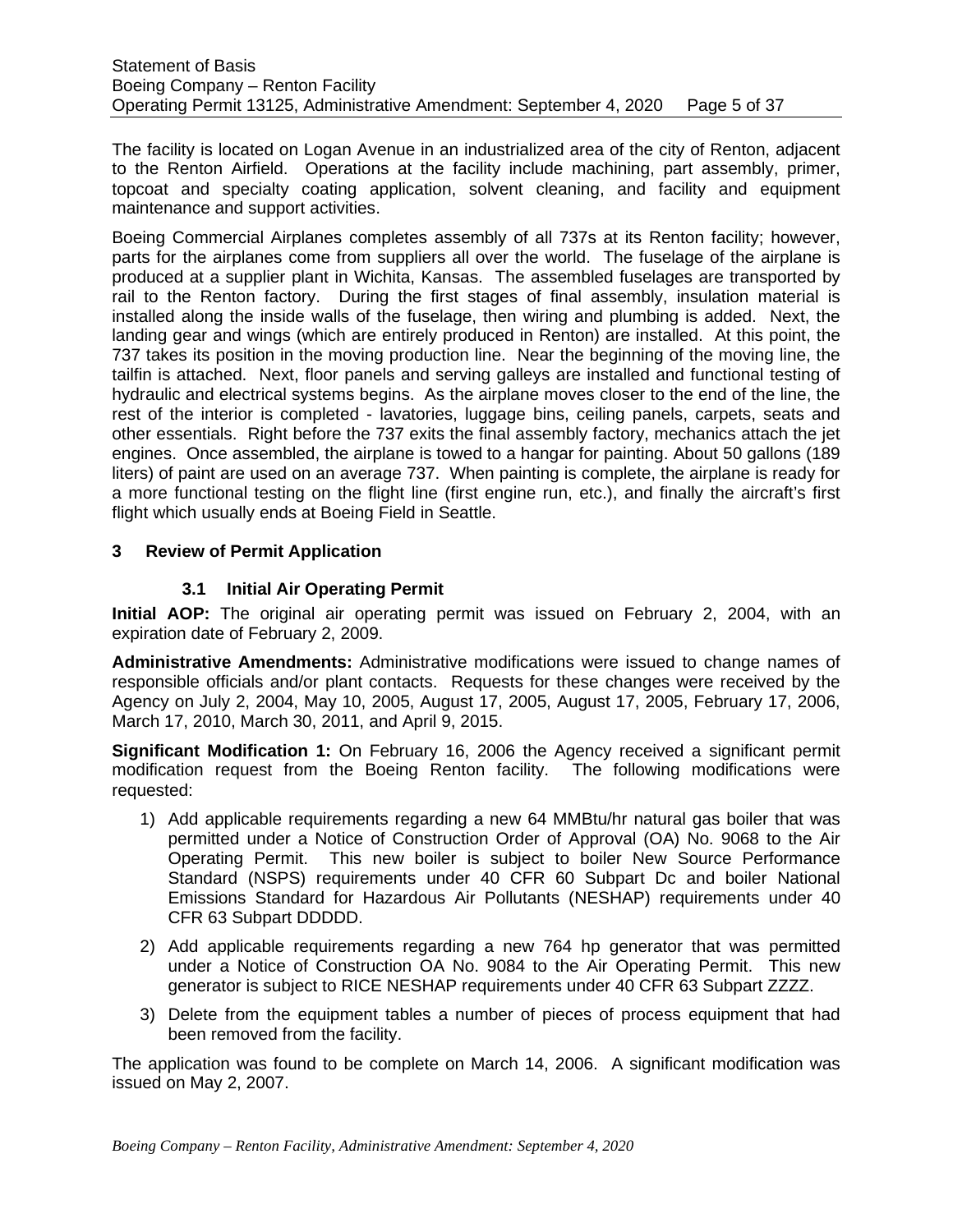The facility is located on Logan Avenue in an industrialized area of the city of Renton, adjacent to the Renton Airfield. Operations at the facility include machining, part assembly, primer, topcoat and specialty coating application, solvent cleaning, and facility and equipment maintenance and support activities.

Boeing Commercial Airplanes completes assembly of all 737s at its Renton facility; however, parts for the airplanes come from suppliers all over the world. The fuselage of the airplane is produced at a supplier plant in Wichita, Kansas. The assembled fuselages are transported by rail to the Renton factory. During the first stages of final assembly, insulation material is installed along the inside walls of the fuselage, then wiring and plumbing is added. Next, the landing gear and wings (which are entirely produced in Renton) are installed. At this point, the 737 takes its position in the moving production line. Near the beginning of the moving line, the tailfin is attached. Next, floor panels and serving galleys are installed and functional testing of hydraulic and electrical systems begins. As the airplane moves closer to the end of the line, the rest of the interior is completed - lavatories, luggage bins, ceiling panels, carpets, seats and other essentials. Right before the 737 exits the final assembly factory, mechanics attach the jet engines. Once assembled, the airplane is towed to a hangar for painting. About 50 gallons (189 liters) of paint are used on an average 737. When painting is complete, the airplane is ready for a more functional testing on the flight line (first engine run, etc.), and finally the aircraft's first flight which usually ends at Boeing Field in Seattle.

# 3 Review of Permit Application

## 3.1 Initial Air Operating Permit

**Initial AOP:** The original air operating permit was issued on February 2, 2004, with an expiration date of February 2, 2009.

**Administrative Amendments:** Administrative modifications were issued to change names of responsible officials and/or plant contacts. Requests for these changes were received by the Agency on July 2, 2004, May 10, 2005, August 17, 2005, August 17, 2005, February 17, 2006, March 17, 2010, March 30, 2011, and April 9, 2015.

**Significant Modification 1:** On February 16, 2006 the Agency received a significant permit modification request from the Boeing Renton facility. The following modifications were requested:

1) Add applicable requirements regarding a new 64 MMBtu/hr natural gas boiler that was permitted under a Notice of Construction Order of Approval (OA) No. 9068 to the Air Operating Permit. This new boiler is subject to boiler New Source Performance Standard (NSPS) requirements under 40 CFR 60 Subpart Dc and boiler National Emissions Standard for Hazardous Air Pollutants (NESHAP) requirements under 40 CFR 63 Subpart DDDDD.
2) Add applicable requirements regarding a new 764 hp generator that was permitted under a Notice of Construction OA No. 9084 to the Air Operating Permit. This new generator is subject to RICE NESHAP requirements under 40 CFR 63 Subpart ZZZZ.
3) Delete from the equipment tables a number of pieces of process equipment that had been removed from the facility.

The application was found to be complete on March 14, 2006. A significant modification was issued on May 2, 2007.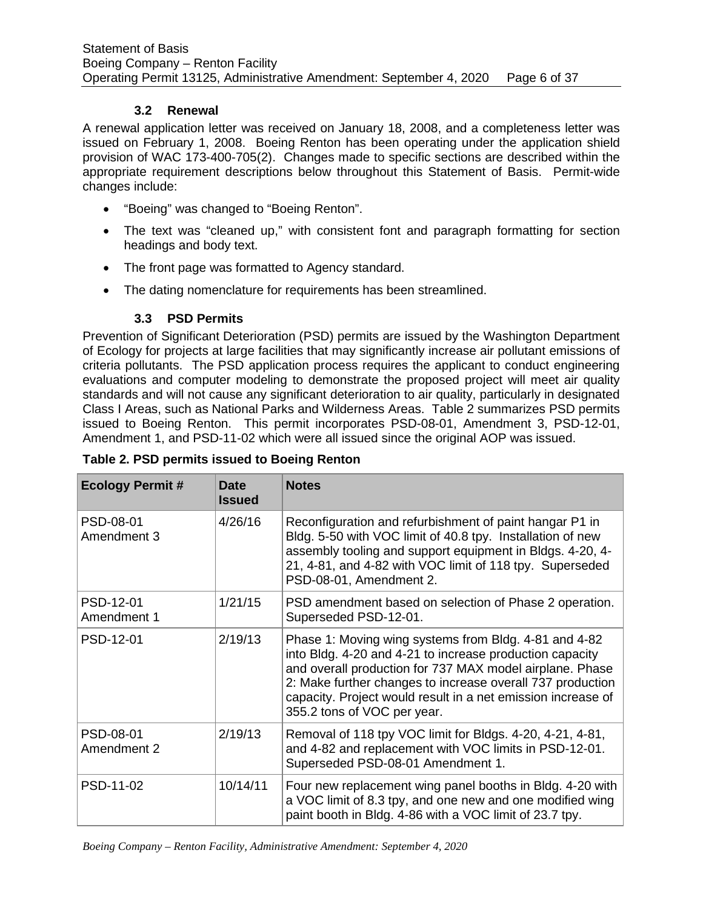### 3.2 Renewal

A renewal application letter was received on January 18, 2008, and a completeness letter was issued on February 1, 2008. Boeing Renton has been operating under the application shield provision of WAC 173-400-705(2). Changes made to specific sections are described within the appropriate requirement descriptions below throughout this Statement of Basis. Permit-wide changes include:

- "Boeing" was changed to "Boeing Renton".
- The text was "cleaned up," with consistent font and paragraph formatting for section headings and body text.
- The front page was formatted to Agency standard.
- The dating nomenclature for requirements has been streamlined.

### 3.3 PSD Permits

Prevention of Significant Deterioration (PSD) permits are issued by the Washington Department of Ecology for projects at large facilities that may significantly increase air pollutant emissions of criteria pollutants. The PSD application process requires the applicant to conduct engineering evaluations and computer modeling to demonstrate the proposed project will meet air quality standards and will not cause any significant deterioration to air quality, particularly in designated Class I Areas, such as National Parks and Wilderness Areas. Table 2 summarizes PSD permits issued to Boeing Renton. This permit incorporates PSD-08-01, Amendment 3, PSD-12-01, Amendment 1, and PSD-11-02 which were all issued since the original AOP was issued.

**Table 2. PSD permits issued to Boeing Renton**

| Ecology Permit # | Date Issued | Notes |
|---|---|---|
| PSD-08-01 Amendment 3 | 4/26/16 | Reconfiguration and refurbishment of paint hangar P1 in Bldg. 5-50 with VOC limit of 40.8 tpy. Installation of new assembly tooling and support equipment in Bldgs. 4-20, 4-21, 4-81, and 4-82 with VOC limit of 118 tpy. Superseded PSD-08-01, Amendment 2. |
| PSD-12-01 Amendment 1 | 1/21/15 | PSD amendment based on selection of Phase 2 operation. Superseded PSD-12-01. |
| PSD-12-01 | 2/19/13 | Phase 1: Moving wing systems from Bldg. 4-81 and 4-82 into Bldg. 4-20 and 4-21 to increase production capacity and overall production for 737 MAX model airplane. Phase 2: Make further changes to increase overall 737 production capacity. Project would result in a net emission increase of 355.2 tons of VOC per year. |
| PSD-08-01 Amendment 2 | 2/19/13 | Removal of 118 tpy VOC limit for Bldgs. 4-20, 4-21, 4-81, and 4-82 and replacement with VOC limits in PSD-12-01. Superseded PSD-08-01 Amendment 1. |
| PSD-11-02 | 10/14/11 | Four new replacement wing panel booths in Bldg. 4-20 with a VOC limit of 8.3 tpy, and one new and one modified wing paint booth in Bldg. 4-86 with a VOC limit of 23.7 tpy. |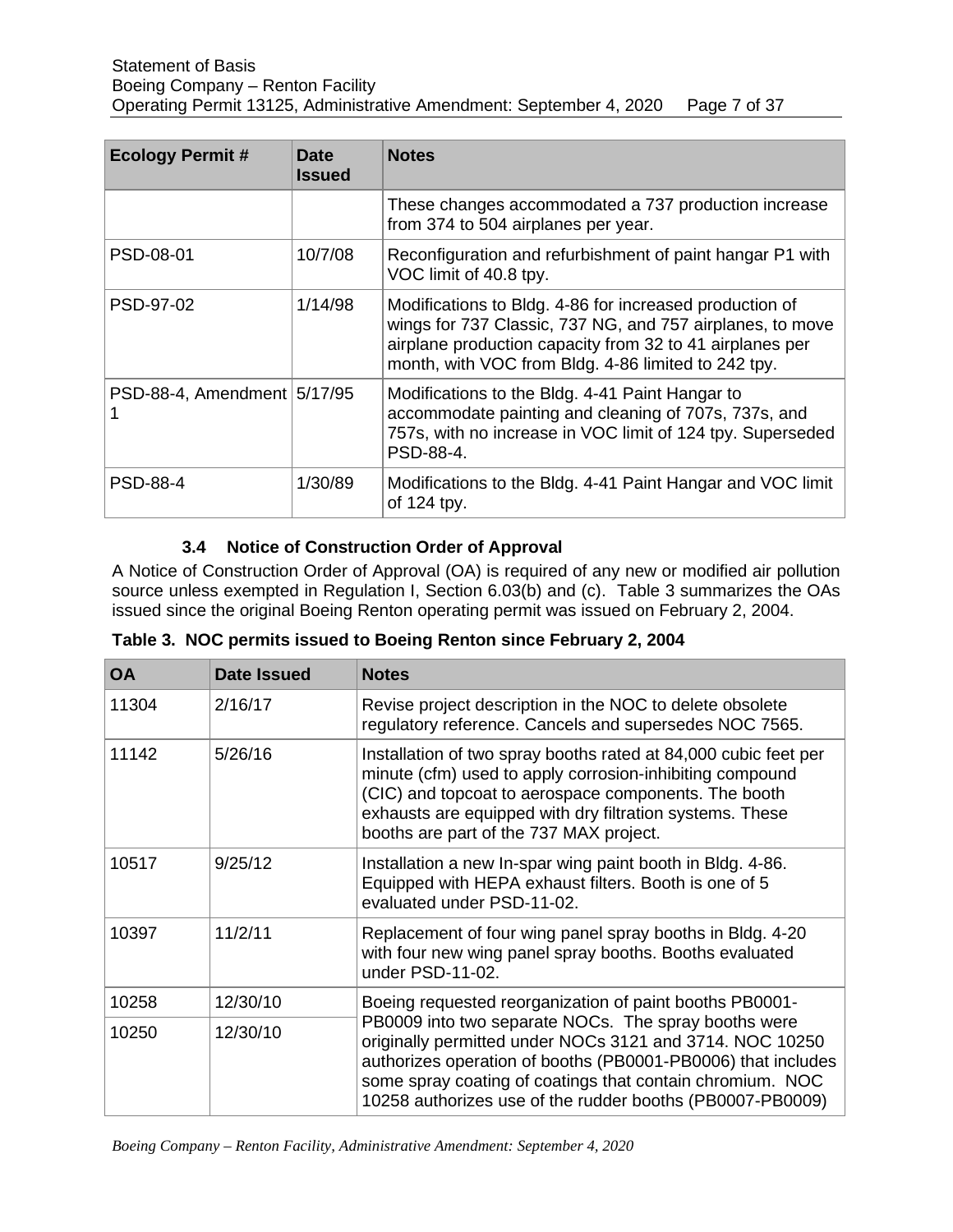| Ecology Permit # | Date Issued | Notes |
|---|---|---|
| | | These changes accommodated a 737 production increase from 374 to 504 airplanes per year. |
| PSD-08-01 | 10/7/08 | Reconfiguration and refurbishment of paint hangar P1 with VOC limit of 40.8 tpy. |
| PSD-97-02 | 1/14/98 | Modifications to Bldg. 4-86 for increased production of wings for 737 Classic, 737 NG, and 757 airplanes, to move airplane production capacity from 32 to 41 airplanes per month, with VOC from Bldg. 4-86 limited to 242 tpy. |
| PSD-88-4, Amendment 1 | 5/17/95 | Modifications to the Bldg. 4-41 Paint Hangar to accommodate painting and cleaning of 707s, 737s, and 757s, with no increase in VOC limit of 124 tpy. Superseded PSD-88-4. |
| PSD-88-4 | 1/30/89 | Modifications to the Bldg. 4-41 Paint Hangar and VOC limit of 124 tpy. |

### 3.4 Notice of Construction Order of Approval

A Notice of Construction Order of Approval (OA) is required of any new or modified air pollution source unless exempted in Regulation I, Section 6.03(b) and (c). Table 3 summarizes the OAs issued since the original Boeing Renton operating permit was issued on February 2, 2004.

**Table 3. NOC permits issued to Boeing Renton since February 2, 2004**

| OA | Date Issued | Notes |
|---|---|---|
| 11304 | 2/16/17 | Revise project description in the NOC to delete obsolete regulatory reference. Cancels and supersedes NOC 7565. |
| 11142 | 5/26/16 | Installation of two spray booths rated at 84,000 cubic feet per minute (cfm) used to apply corrosion-inhibiting compound (CIC) and topcoat to aerospace components. The booth exhausts are equipped with dry filtration systems. These booths are part of the 737 MAX project. |
| 10517 | 9/25/12 | Installation a new In-spar wing paint booth in Bldg. 4-86. Equipped with HEPA exhaust filters. Booth is one of 5 evaluated under PSD-11-02. |
| 10397 | 11/2/11 | Replacement of four wing panel spray booths in Bldg. 4-20 with four new wing panel spray booths. Booths evaluated under PSD-11-02. |
| 10258 | 12/30/10 | Boeing requested reorganization of paint booths PB0001-PB0009 into two separate NOCs. The spray booths were originally permitted under NOCs 3121 and 3714. NOC 10250 authorizes operation of booths (PB0001-PB0006) that includes some spray coating of coatings that contain chromium. NOC 10258 authorizes use of the rudder booths (PB0007-PB0009) |
| 10250 | 12/30/10 | |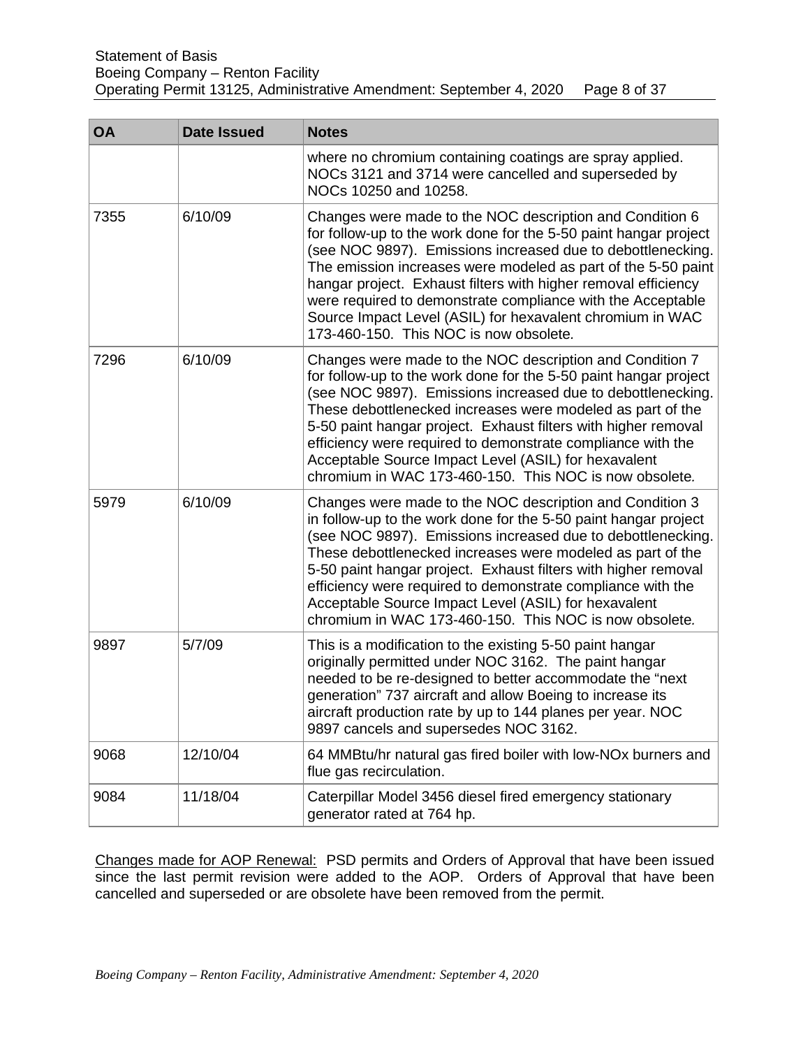| OA | Date Issued | Notes |
|---|---|---|
| | | where no chromium containing coatings are spray applied. NOCs 3121 and 3714 were cancelled and superseded by NOCs 10250 and 10258. |
| 7355 | 6/10/09 | Changes were made to the NOC description and Condition 6 for follow-up to the work done for the 5-50 paint hangar project (see NOC 9897). Emissions increased due to debottlenecking. The emission increases were modeled as part of the 5-50 paint hangar project. Exhaust filters with higher removal efficiency were required to demonstrate compliance with the Acceptable Source Impact Level (ASIL) for hexavalent chromium in WAC 173-460-150. This NOC is now obsolete. |
| 7296 | 6/10/09 | Changes were made to the NOC description and Condition 7 for follow-up to the work done for the 5-50 paint hangar project (see NOC 9897). Emissions increased due to debottlenecking. These debottlenecked increases were modeled as part of the 5-50 paint hangar project. Exhaust filters with higher removal efficiency were required to demonstrate compliance with the Acceptable Source Impact Level (ASIL) for hexavalent chromium in WAC 173-460-150. This NOC is now obsolete. |
| 5979 | 6/10/09 | Changes were made to the NOC description and Condition 3 in follow-up to the work done for the 5-50 paint hangar project (see NOC 9897). Emissions increased due to debottlenecking. These debottlenecked increases were modeled as part of the 5-50 paint hangar project. Exhaust filters with higher removal efficiency were required to demonstrate compliance with the Acceptable Source Impact Level (ASIL) for hexavalent chromium in WAC 173-460-150. This NOC is now obsolete. |
| 9897 | 5/7/09 | This is a modification to the existing 5-50 paint hangar originally permitted under NOC 3162. The paint hangar needed to be re-designed to better accommodate the "next generation" 737 aircraft and allow Boeing to increase its aircraft production rate by up to 144 planes per year. NOC 9897 cancels and supersedes NOC 3162. |
| 9068 | 12/10/04 | 64 MMBtu/hr natural gas fired boiler with low-NOx burners and flue gas recirculation. |
| 9084 | 11/18/04 | Caterpillar Model 3456 diesel fired emergency stationary generator rated at 764 hp. |

Changes made for AOP Renewal: PSD permits and Orders of Approval that have been issued since the last permit revision were added to the AOP. Orders of Approval that have been cancelled and superseded or are obsolete have been removed from the permit.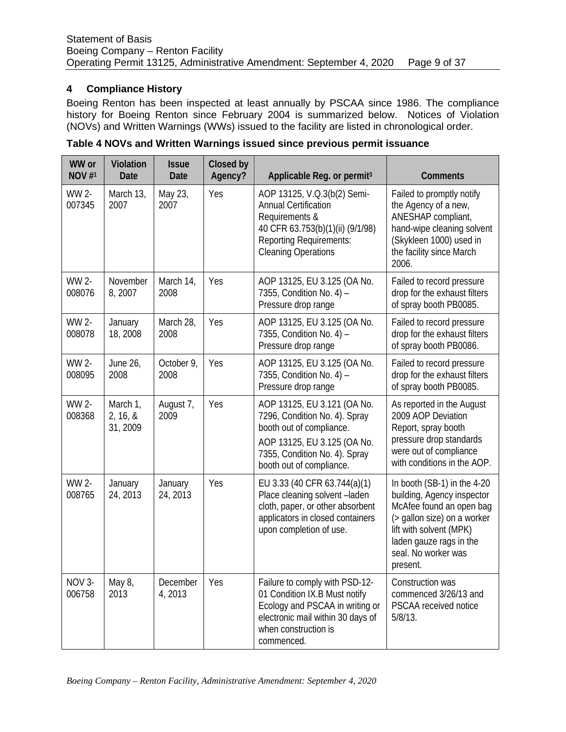## 4 Compliance History

Boeing Renton has been inspected at least annually by PSCAA since 1986. The compliance history for Boeing Renton since February 2004 is summarized below. Notices of Violation (NOVs) and Written Warnings (WWs) issued to the facility are listed in chronological order.

**Table 4 NOVs and Written Warnings issued since previous permit issuance**

| WW or NOV #[1] | Violation Date | Issue Date | Closed by Agency? | Applicable Reg. or permit[3] | Comments |
|---|---|---|---|---|---|
| WW 2-007345 | March 13, 2007 | May 23, 2007 | Yes | AOP 13125, V.Q.3(b(2) Semi-Annual Certification Requirements & 40 CFR 63.753(b)(1)(ii) (9/1/98) Reporting Requirements: Cleaning Operations | Failed to promptly notify the Agency of a new, ANESHAP compliant, hand-wipe cleaning solvent (Skykleen 1000) used in the facility since March 2006. |
| WW 2-008076 | November 8, 2007 | March 14, 2008 | Yes | AOP 13125, EU 3.125 (OA No. 7355, Condition No. 4) – Pressure drop range | Failed to record pressure drop for the exhaust filters of spray booth PB0085. |
| WW 2-008078 | January 18, 2008 | March 28, 2008 | Yes | AOP 13125, EU 3.125 (OA No. 7355, Condition No. 4) – Pressure drop range | Failed to record pressure drop for the exhaust filters of spray booth PB0086. |
| WW 2-008095 | June 26, 2008 | October 9, 2008 | Yes | AOP 13125, EU 3.125 (OA No. 7355, Condition No. 4) – Pressure drop range | Failed to record pressure drop for the exhaust filters of spray booth PB0085. |
| WW 2-008368 | March 1, 2, 16, & 31, 2009 | August 7, 2009 | Yes | AOP 13125, EU 3.121 (OA No. 7296, Condition No. 4). Spray booth out of compliance.<br>AOP 13125, EU 3.125 (OA No. 7355, Condition No. 4). Spray booth out of compliance. | As reported in the August 2009 AOP Deviation Report, spray booth pressure drop standards were out of compliance with conditions in the AOP. |
| WW 2-008765 | January 24, 2013 | January 24, 2013 | Yes | EU 3.33 (40 CFR 63.744(a)(1) Place cleaning solvent –laden cloth, paper, or other absorbent applicators in closed containers upon completion of use. | In booth (SB-1) in the 4-20 building, Agency inspector McAfee found an open bag (> gallon size) on a worker lift with solvent (MPK) laden gauze rags in the seal. No worker was present. |
| NOV 3-006758 | May 8, 2013 | December 4, 2013 | Yes | Failure to comply with PSD-12-01 Condition IX.B Must notify Ecology and PSCAA in writing or electronic mail within 30 days of when construction is commenced. | Construction was commenced 3/26/13 and PSCAA received notice 5/8/13. |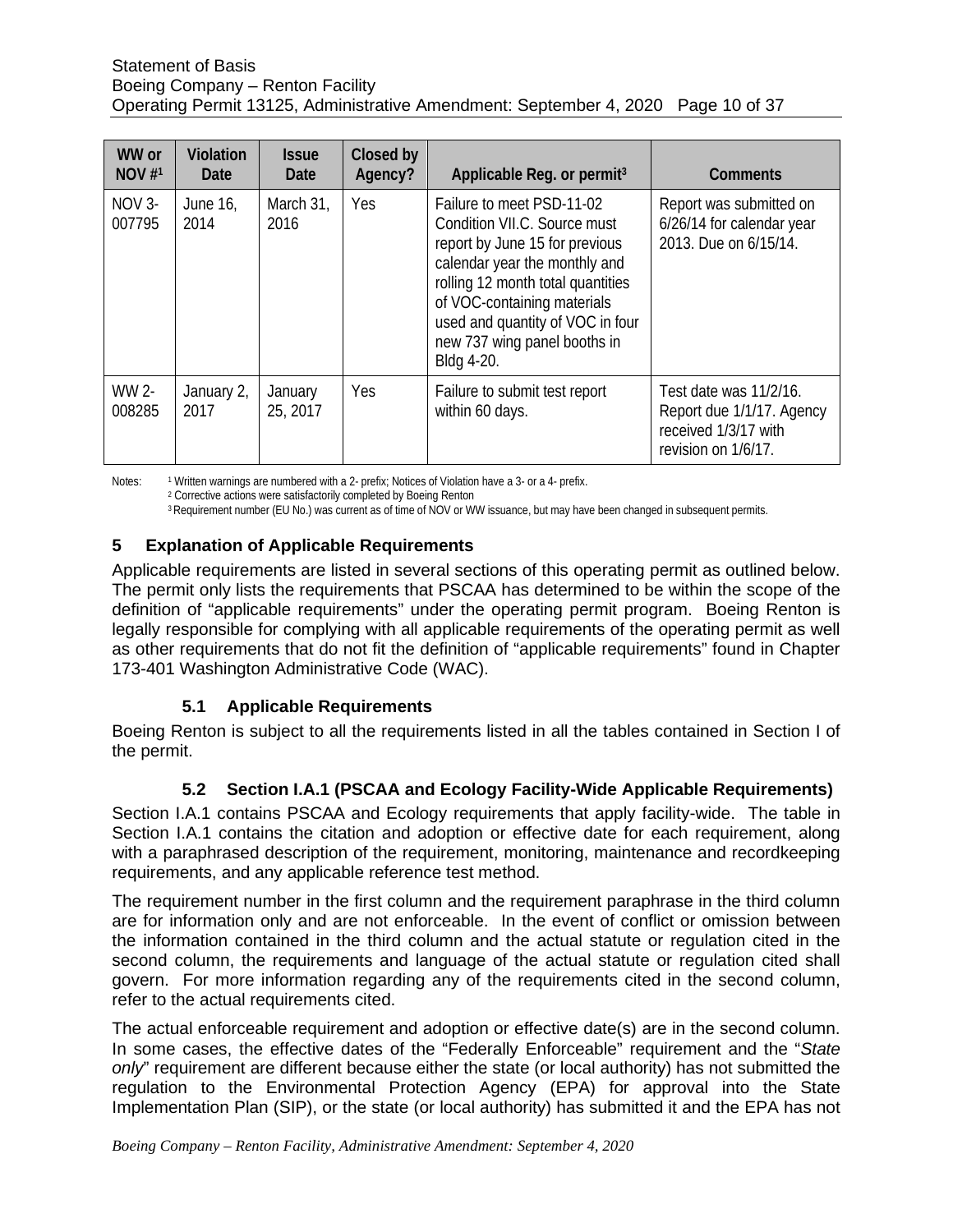| WW or NOV #[1] | Violation Date | Issue Date | Closed by Agency? | Applicable Reg. or permit[3] | Comments |
|---|---|---|---|---|---|
| NOV 3-007795 | June 16, 2014 | March 31, 2016 | Yes | Failure to meet PSD-11-02 Condition VII.C. Source must report by June 15 for previous calendar year the monthly and rolling 12 month total quantities of VOC-containing materials used and quantity of VOC in four new 737 wing panel booths in Bldg 4-20. | Report was submitted on 6/26/14 for calendar year 2013. Due on 6/15/14. |
| WW 2-008285 | January 2, 2017 | January 25, 2017 | Yes | Failure to submit test report within 60 days. | Test date was 11/2/16. Report due 1/1/17. Agency received 1/3/17 with revision on 1/6/17. |

Notes: [1] Written warnings are numbered with a 2- prefix; Notices of Violation have a 3- or a 4- prefix.
[2] Corrective actions were satisfactorily completed by Boeing Renton
[3] Requirement number (EU No.) was current as of time of NOV or WW issuance, but may have been changed in subsequent permits.

## 5 Explanation of Applicable Requirements

Applicable requirements are listed in several sections of this operating permit as outlined below. The permit only lists the requirements that PSCAA has determined to be within the scope of the definition of "applicable requirements" under the operating permit program. Boeing Renton is legally responsible for complying with all applicable requirements of the operating permit as well as other requirements that do not fit the definition of "applicable requirements" found in Chapter 173-401 Washington Administrative Code (WAC).

### 5.1 Applicable Requirements

Boeing Renton is subject to all the requirements listed in all the tables contained in Section I of the permit.

### 5.2 Section I.A.1 (PSCAA and Ecology Facility-Wide Applicable Requirements)

Section I.A.1 contains PSCAA and Ecology requirements that apply facility-wide. The table in Section I.A.1 contains the citation and adoption or effective date for each requirement, along with a paraphrased description of the requirement, monitoring, maintenance and recordkeeping requirements, and any applicable reference test method.

The requirement number in the first column and the requirement paraphrase in the third column are for information only and are not enforceable. In the event of conflict or omission between the information contained in the third column and the actual statute or regulation cited in the second column, the requirements and language of the actual statute or regulation cited shall govern. For more information regarding any of the requirements cited in the second column, refer to the actual requirements cited.

The actual enforceable requirement and adoption or effective date(s) are in the second column. In some cases, the effective dates of the "Federally Enforceable" requirement and the "*State only*" requirement are different because either the state (or local authority) has not submitted the regulation to the Environmental Protection Agency (EPA) for approval into the State Implementation Plan (SIP), or the state (or local authority) has submitted it and the EPA has not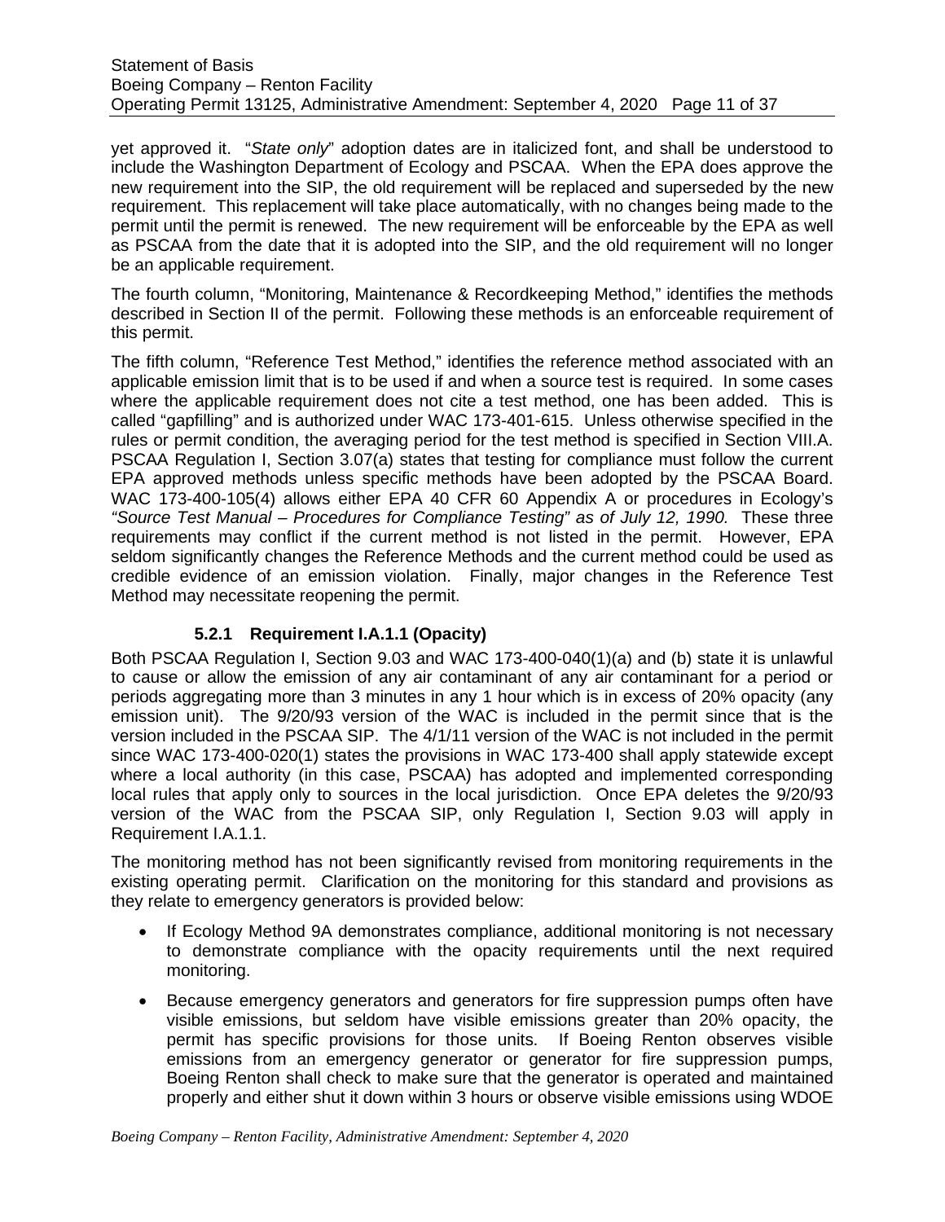yet approved it. "*State only*" adoption dates are in italicized font, and shall be understood to include the Washington Department of Ecology and PSCAA. When the EPA does approve the new requirement into the SIP, the old requirement will be replaced and superseded by the new requirement. This replacement will take place automatically, with no changes being made to the permit until the permit is renewed. The new requirement will be enforceable by the EPA as well as PSCAA from the date that it is adopted into the SIP, and the old requirement will no longer be an applicable requirement.

The fourth column, "Monitoring, Maintenance & Recordkeeping Method," identifies the methods described in Section II of the permit. Following these methods is an enforceable requirement of this permit.

The fifth column, "Reference Test Method," identifies the reference method associated with an applicable emission limit that is to be used if and when a source test is required. In some cases where the applicable requirement does not cite a test method, one has been added. This is called "gapfilling" and is authorized under WAC 173-401-615. Unless otherwise specified in the rules or permit condition, the averaging period for the test method is specified in Section VIII.A. PSCAA Regulation I, Section 3.07(a) states that testing for compliance must follow the current EPA approved methods unless specific methods have been adopted by the PSCAA Board. WAC 173-400-105(4) allows either EPA 40 CFR 60 Appendix A or procedures in Ecology's *"Source Test Manual – Procedures for Compliance Testing" as of July 12, 1990.* These three requirements may conflict if the current method is not listed in the permit. However, EPA seldom significantly changes the Reference Methods and the current method could be used as credible evidence of an emission violation. Finally, major changes in the Reference Test Method may necessitate reopening the permit.

### 5.2.1 Requirement I.A.1.1 (Opacity)

Both PSCAA Regulation I, Section 9.03 and WAC 173-400-040(1)(a) and (b) state it is unlawful to cause or allow the emission of any air contaminant of any air contaminant for a period or periods aggregating more than 3 minutes in any 1 hour which is in excess of 20% opacity (any emission unit). The 9/20/93 version of the WAC is included in the permit since that is the version included in the PSCAA SIP. The 4/1/11 version of the WAC is not included in the permit since WAC 173-400-020(1) states the provisions in WAC 173-400 shall apply statewide except where a local authority (in this case, PSCAA) has adopted and implemented corresponding local rules that apply only to sources in the local jurisdiction. Once EPA deletes the 9/20/93 version of the WAC from the PSCAA SIP, only Regulation I, Section 9.03 will apply in Requirement I.A.1.1.

The monitoring method has not been significantly revised from monitoring requirements in the existing operating permit. Clarification on the monitoring for this standard and provisions as they relate to emergency generators is provided below:

- If Ecology Method 9A demonstrates compliance, additional monitoring is not necessary to demonstrate compliance with the opacity requirements until the next required monitoring.
- Because emergency generators and generators for fire suppression pumps often have visible emissions, but seldom have visible emissions greater than 20% opacity, the permit has specific provisions for those units. If Boeing Renton observes visible emissions from an emergency generator or generator for fire suppression pumps, Boeing Renton shall check to make sure that the generator is operated and maintained properly and either shut it down within 3 hours or observe visible emissions using WDOE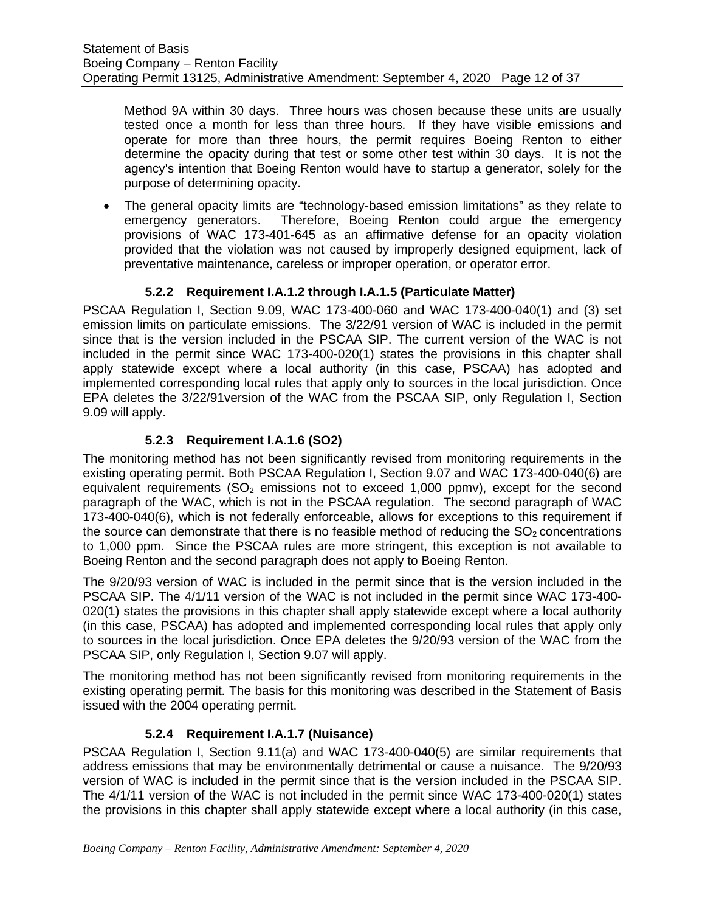Method 9A within 30 days. Three hours was chosen because these units are usually tested once a month for less than three hours. If they have visible emissions and operate for more than three hours, the permit requires Boeing Renton to either determine the opacity during that test or some other test within 30 days. It is not the agency's intention that Boeing Renton would have to startup a generator, solely for the purpose of determining opacity.

- The general opacity limits are "technology-based emission limitations" as they relate to emergency generators. Therefore, Boeing Renton could argue the emergency provisions of WAC 173-401-645 as an affirmative defense for an opacity violation provided that the violation was not caused by improperly designed equipment, lack of preventative maintenance, careless or improper operation, or operator error.

### 5.2.2 Requirement I.A.1.2 through I.A.1.5 (Particulate Matter)

PSCAA Regulation I, Section 9.09, WAC 173-400-060 and WAC 173-400-040(1) and (3) set emission limits on particulate emissions. The 3/22/91 version of WAC is included in the permit since that is the version included in the PSCAA SIP. The current version of the WAC is not included in the permit since WAC 173-400-020(1) states the provisions in this chapter shall apply statewide except where a local authority (in this case, PSCAA) has adopted and implemented corresponding local rules that apply only to sources in the local jurisdiction. Once EPA deletes the 3/22/91version of the WAC from the PSCAA SIP, only Regulation I, Section 9.09 will apply.

### 5.2.3 Requirement I.A.1.6 (SO2)

The monitoring method has not been significantly revised from monitoring requirements in the existing operating permit. Both PSCAA Regulation I, Section 9.07 and WAC 173-400-040(6) are equivalent requirements ($SO_2$ emissions not to exceed 1,000 ppmv), except for the second paragraph of the WAC, which is not in the PSCAA regulation. The second paragraph of WAC 173-400-040(6), which is not federally enforceable, allows for exceptions to this requirement if the source can demonstrate that there is no feasible method of reducing the $SO_2$ concentrations to 1,000 ppm. Since the PSCAA rules are more stringent, this exception is not available to Boeing Renton and the second paragraph does not apply to Boeing Renton.

The 9/20/93 version of WAC is included in the permit since that is the version included in the PSCAA SIP. The 4/1/11 version of the WAC is not included in the permit since WAC 173-400-020(1) states the provisions in this chapter shall apply statewide except where a local authority (in this case, PSCAA) has adopted and implemented corresponding local rules that apply only to sources in the local jurisdiction. Once EPA deletes the 9/20/93 version of the WAC from the PSCAA SIP, only Regulation I, Section 9.07 will apply.

The monitoring method has not been significantly revised from monitoring requirements in the existing operating permit. The basis for this monitoring was described in the Statement of Basis issued with the 2004 operating permit.

### 5.2.4 Requirement I.A.1.7 (Nuisance)

PSCAA Regulation I, Section 9.11(a) and WAC 173-400-040(5) are similar requirements that address emissions that may be environmentally detrimental or cause a nuisance. The 9/20/93 version of WAC is included in the permit since that is the version included in the PSCAA SIP. The 4/1/11 version of the WAC is not included in the permit since WAC 173-400-020(1) states the provisions in this chapter shall apply statewide except where a local authority (in this case,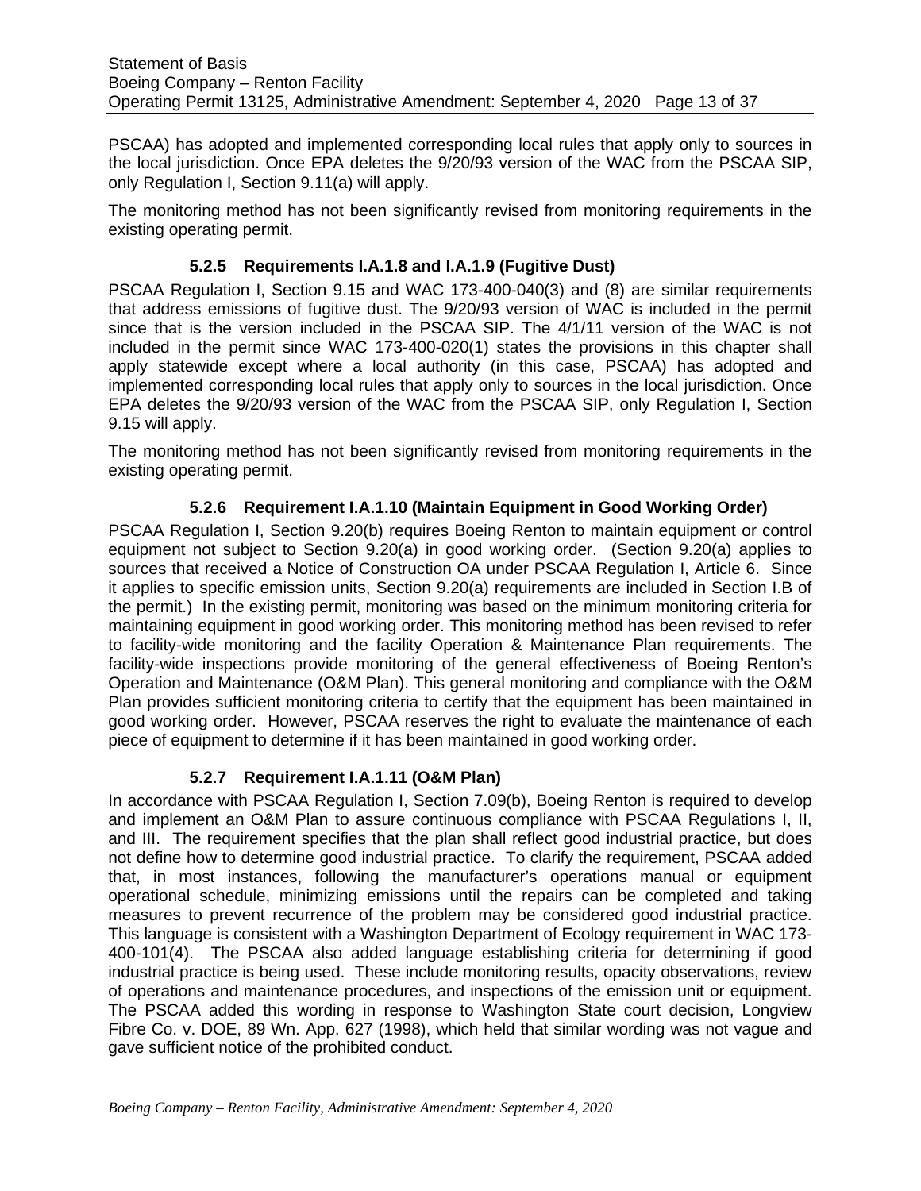PSCAA) has adopted and implemented corresponding local rules that apply only to sources in the local jurisdiction. Once EPA deletes the 9/20/93 version of the WAC from the PSCAA SIP, only Regulation I, Section 9.11(a) will apply.

The monitoring method has not been significantly revised from monitoring requirements in the existing operating permit.

### 5.2.5 Requirements I.A.1.8 and I.A.1.9 (Fugitive Dust)

PSCAA Regulation I, Section 9.15 and WAC 173-400-040(3) and (8) are similar requirements that address emissions of fugitive dust. The 9/20/93 version of WAC is included in the permit since that is the version included in the PSCAA SIP. The 4/1/11 version of the WAC is not included in the permit since WAC 173-400-020(1) states the provisions in this chapter shall apply statewide except where a local authority (in this case, PSCAA) has adopted and implemented corresponding local rules that apply only to sources in the local jurisdiction. Once EPA deletes the 9/20/93 version of the WAC from the PSCAA SIP, only Regulation I, Section 9.15 will apply.

The monitoring method has not been significantly revised from monitoring requirements in the existing operating permit.

### 5.2.6 Requirement I.A.1.10 (Maintain Equipment in Good Working Order)

PSCAA Regulation I, Section 9.20(b) requires Boeing Renton to maintain equipment or control equipment not subject to Section 9.20(a) in good working order. (Section 9.20(a) applies to sources that received a Notice of Construction OA under PSCAA Regulation I, Article 6. Since it applies to specific emission units, Section 9.20(a) requirements are included in Section I.B of the permit.) In the existing permit, monitoring was based on the minimum monitoring criteria for maintaining equipment in good working order. This monitoring method has been revised to refer to facility-wide monitoring and the facility Operation & Maintenance Plan requirements. The facility-wide inspections provide monitoring of the general effectiveness of Boeing Renton's Operation and Maintenance (O&M Plan). This general monitoring and compliance with the O&M Plan provides sufficient monitoring criteria to certify that the equipment has been maintained in good working order. However, PSCAA reserves the right to evaluate the maintenance of each piece of equipment to determine if it has been maintained in good working order.

### 5.2.7 Requirement I.A.1.11 (O&M Plan)

In accordance with PSCAA Regulation I, Section 7.09(b), Boeing Renton is required to develop and implement an O&M Plan to assure continuous compliance with PSCAA Regulations I, II, and III. The requirement specifies that the plan shall reflect good industrial practice, but does not define how to determine good industrial practice. To clarify the requirement, PSCAA added that, in most instances, following the manufacturer's operations manual or equipment operational schedule, minimizing emissions until the repairs can be completed and taking measures to prevent recurrence of the problem may be considered good industrial practice. This language is consistent with a Washington Department of Ecology requirement in WAC 173-400-101(4). The PSCAA also added language establishing criteria for determining if good industrial practice is being used. These include monitoring results, opacity observations, review of operations and maintenance procedures, and inspections of the emission unit or equipment. The PSCAA added this wording in response to Washington State court decision, Longview Fibre Co. v. DOE, 89 Wn. App. 627 (1998), which held that similar wording was not vague and gave sufficient notice of the prohibited conduct.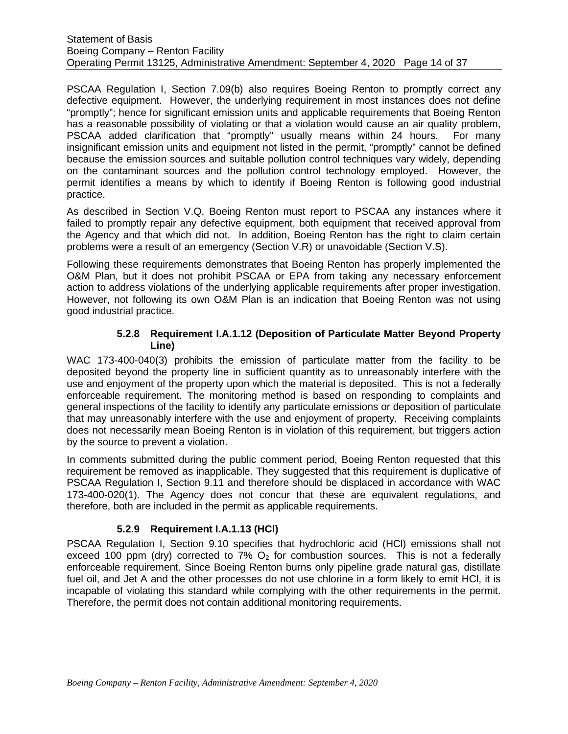PSCAA Regulation I, Section 7.09(b) also requires Boeing Renton to promptly correct any defective equipment. However, the underlying requirement in most instances does not define "promptly"; hence for significant emission units and applicable requirements that Boeing Renton has a reasonable possibility of violating or that a violation would cause an air quality problem, PSCAA added clarification that "promptly" usually means within 24 hours. For many insignificant emission units and equipment not listed in the permit, "promptly" cannot be defined because the emission sources and suitable pollution control techniques vary widely, depending on the contaminant sources and the pollution control technology employed. However, the permit identifies a means by which to identify if Boeing Renton is following good industrial practice.

As described in Section V.Q, Boeing Renton must report to PSCAA any instances where it failed to promptly repair any defective equipment, both equipment that received approval from the Agency and that which did not. In addition, Boeing Renton has the right to claim certain problems were a result of an emergency (Section V.R) or unavoidable (Section V.S).

Following these requirements demonstrates that Boeing Renton has properly implemented the O&M Plan, but it does not prohibit PSCAA or EPA from taking any necessary enforcement action to address violations of the underlying applicable requirements after proper investigation. However, not following its own O&M Plan is an indication that Boeing Renton was not using good industrial practice.

#### 5.2.8 Requirement I.A.1.12 (Deposition of Particulate Matter Beyond Property Line)

WAC 173-400-040(3) prohibits the emission of particulate matter from the facility to be deposited beyond the property line in sufficient quantity as to unreasonably interfere with the use and enjoyment of the property upon which the material is deposited. This is not a federally enforceable requirement. The monitoring method is based on responding to complaints and general inspections of the facility to identify any particulate emissions or deposition of particulate that may unreasonably interfere with the use and enjoyment of property. Receiving complaints does not necessarily mean Boeing Renton is in violation of this requirement, but triggers action by the source to prevent a violation.

In comments submitted during the public comment period, Boeing Renton requested that this requirement be removed as inapplicable. They suggested that this requirement is duplicative of PSCAA Regulation I, Section 9.11 and therefore should be displaced in accordance with WAC 173-400-020(1). The Agency does not concur that these are equivalent regulations, and therefore, both are included in the permit as applicable requirements.

#### 5.2.9 Requirement I.A.1.13 (HCl)

PSCAA Regulation I, Section 9.10 specifies that hydrochloric acid (HCl) emissions shall not exceed 100 ppm (dry) corrected to 7% $O_2$ for combustion sources. This is not a federally enforceable requirement. Since Boeing Renton burns only pipeline grade natural gas, distillate fuel oil, and Jet A and the other processes do not use chlorine in a form likely to emit HCl, it is incapable of violating this standard while complying with the other requirements in the permit. Therefore, the permit does not contain additional monitoring requirements.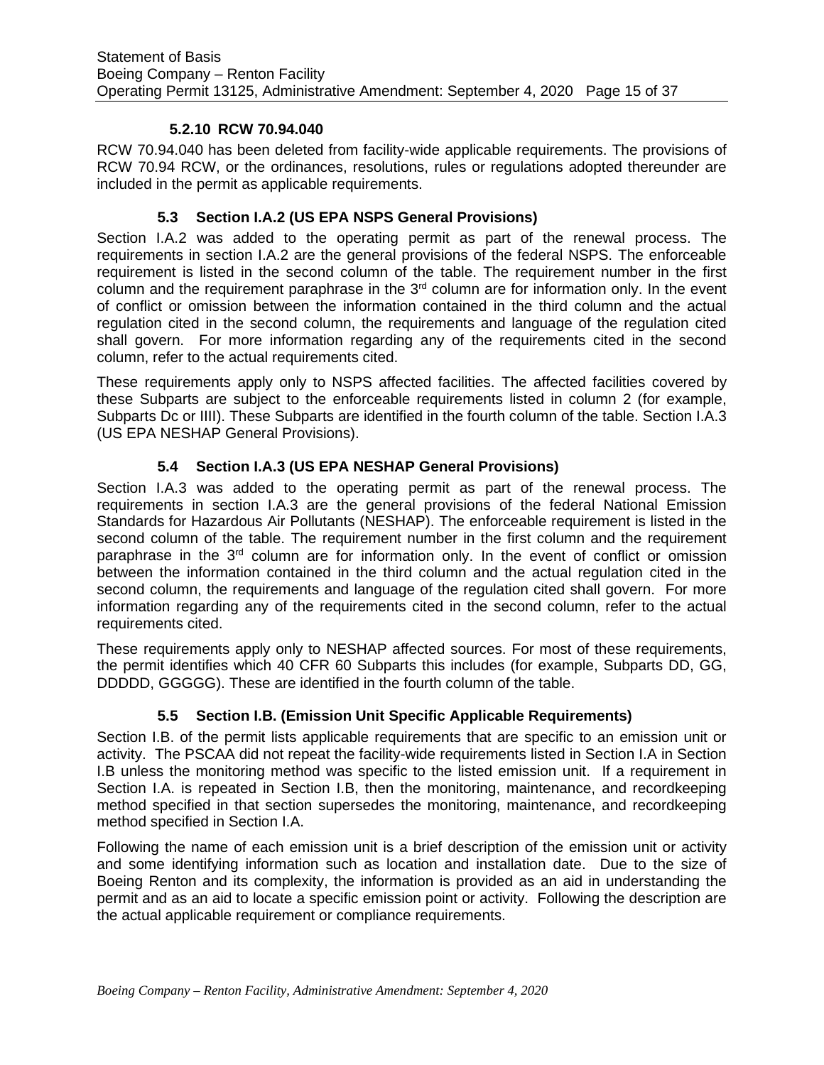#### 5.2.10 RCW 70.94.040

RCW 70.94.040 has been deleted from facility-wide applicable requirements. The provisions of RCW 70.94 RCW, or the ordinances, resolutions, rules or regulations adopted thereunder are included in the permit as applicable requirements.

### 5.3 Section I.A.2 (US EPA NSPS General Provisions)

Section I.A.2 was added to the operating permit as part of the renewal process. The requirements in section I.A.2 are the general provisions of the federal NSPS. The enforceable requirement is listed in the second column of the table. The requirement number in the first column and the requirement paraphrase in the 3rd column are for information only. In the event of conflict or omission between the information contained in the third column and the actual regulation cited in the second column, the requirements and language of the regulation cited shall govern. For more information regarding any of the requirements cited in the second column, refer to the actual requirements cited.

These requirements apply only to NSPS affected facilities. The affected facilities covered by these Subparts are subject to the enforceable requirements listed in column 2 (for example, Subparts Dc or IIII). These Subparts are identified in the fourth column of the table. Section I.A.3 (US EPA NESHAP General Provisions).

### 5.4 Section I.A.3 (US EPA NESHAP General Provisions)

Section I.A.3 was added to the operating permit as part of the renewal process. The requirements in section I.A.3 are the general provisions of the federal National Emission Standards for Hazardous Air Pollutants (NESHAP). The enforceable requirement is listed in the second column of the table. The requirement number in the first column and the requirement paraphrase in the 3rd column are for information only. In the event of conflict or omission between the information contained in the third column and the actual regulation cited in the second column, the requirements and language of the regulation cited shall govern. For more information regarding any of the requirements cited in the second column, refer to the actual requirements cited.

These requirements apply only to NESHAP affected sources. For most of these requirements, the permit identifies which 40 CFR 60 Subparts this includes (for example, Subparts DD, GG, DDDDD, GGGGG). These are identified in the fourth column of the table.

### 5.5 Section I.B. (Emission Unit Specific Applicable Requirements)

Section I.B. of the permit lists applicable requirements that are specific to an emission unit or activity. The PSCAA did not repeat the facility-wide requirements listed in Section I.A in Section I.B unless the monitoring method was specific to the listed emission unit. If a requirement in Section I.A. is repeated in Section I.B, then the monitoring, maintenance, and recordkeeping method specified in that section supersedes the monitoring, maintenance, and recordkeeping method specified in Section I.A.

Following the name of each emission unit is a brief description of the emission unit or activity and some identifying information such as location and installation date. Due to the size of Boeing Renton and its complexity, the information is provided as an aid in understanding the permit and as an aid to locate a specific emission point or activity. Following the description are the actual applicable requirement or compliance requirements.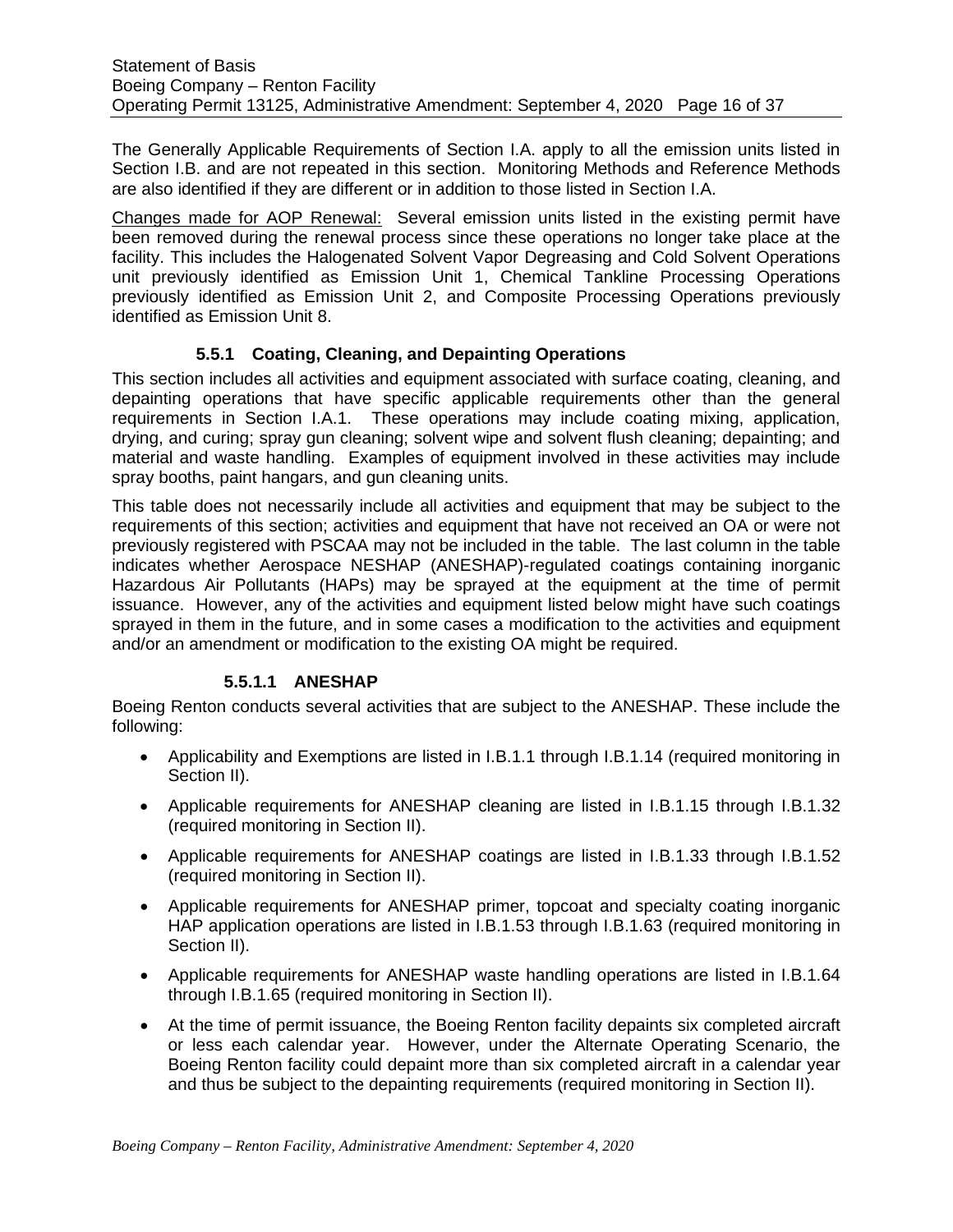The Generally Applicable Requirements of Section I.A. apply to all the emission units listed in Section I.B. and are not repeated in this section. Monitoring Methods and Reference Methods are also identified if they are different or in addition to those listed in Section I.A.

Changes made for AOP Renewal: Several emission units listed in the existing permit have been removed during the renewal process since these operations no longer take place at the facility. This includes the Halogenated Solvent Vapor Degreasing and Cold Solvent Operations unit previously identified as Emission Unit 1, Chemical Tankline Processing Operations previously identified as Emission Unit 2, and Composite Processing Operations previously identified as Emission Unit 8.

#### 5.5.1 Coating, Cleaning, and Depainting Operations

This section includes all activities and equipment associated with surface coating, cleaning, and depainting operations that have specific applicable requirements other than the general requirements in Section I.A.1. These operations may include coating mixing, application, drying, and curing; spray gun cleaning; solvent wipe and solvent flush cleaning; depainting; and material and waste handling. Examples of equipment involved in these activities may include spray booths, paint hangars, and gun cleaning units.

This table does not necessarily include all activities and equipment that may be subject to the requirements of this section; activities and equipment that have not received an OA or were not previously registered with PSCAA may not be included in the table. The last column in the table indicates whether Aerospace NESHAP (ANESHAP)-regulated coatings containing inorganic Hazardous Air Pollutants (HAPs) may be sprayed at the equipment at the time of permit issuance. However, any of the activities and equipment listed below might have such coatings sprayed in them in the future, and in some cases a modification to the activities and equipment and/or an amendment or modification to the existing OA might be required.

##### 5.5.1.1 ANESHAP

Boeing Renton conducts several activities that are subject to the ANESHAP. These include the following:

- Applicability and Exemptions are listed in I.B.1.1 through I.B.1.14 (required monitoring in Section II).
- Applicable requirements for ANESHAP cleaning are listed in I.B.1.15 through I.B.1.32 (required monitoring in Section II).
- Applicable requirements for ANESHAP coatings are listed in I.B.1.33 through I.B.1.52 (required monitoring in Section II).
- Applicable requirements for ANESHAP primer, topcoat and specialty coating inorganic HAP application operations are listed in I.B.1.53 through I.B.1.63 (required monitoring in Section II).
- Applicable requirements for ANESHAP waste handling operations are listed in I.B.1.64 through I.B.1.65 (required monitoring in Section II).
- At the time of permit issuance, the Boeing Renton facility depaints six completed aircraft or less each calendar year. However, under the Alternate Operating Scenario, the Boeing Renton facility could depaint more than six completed aircraft in a calendar year and thus be subject to the depainting requirements (required monitoring in Section II).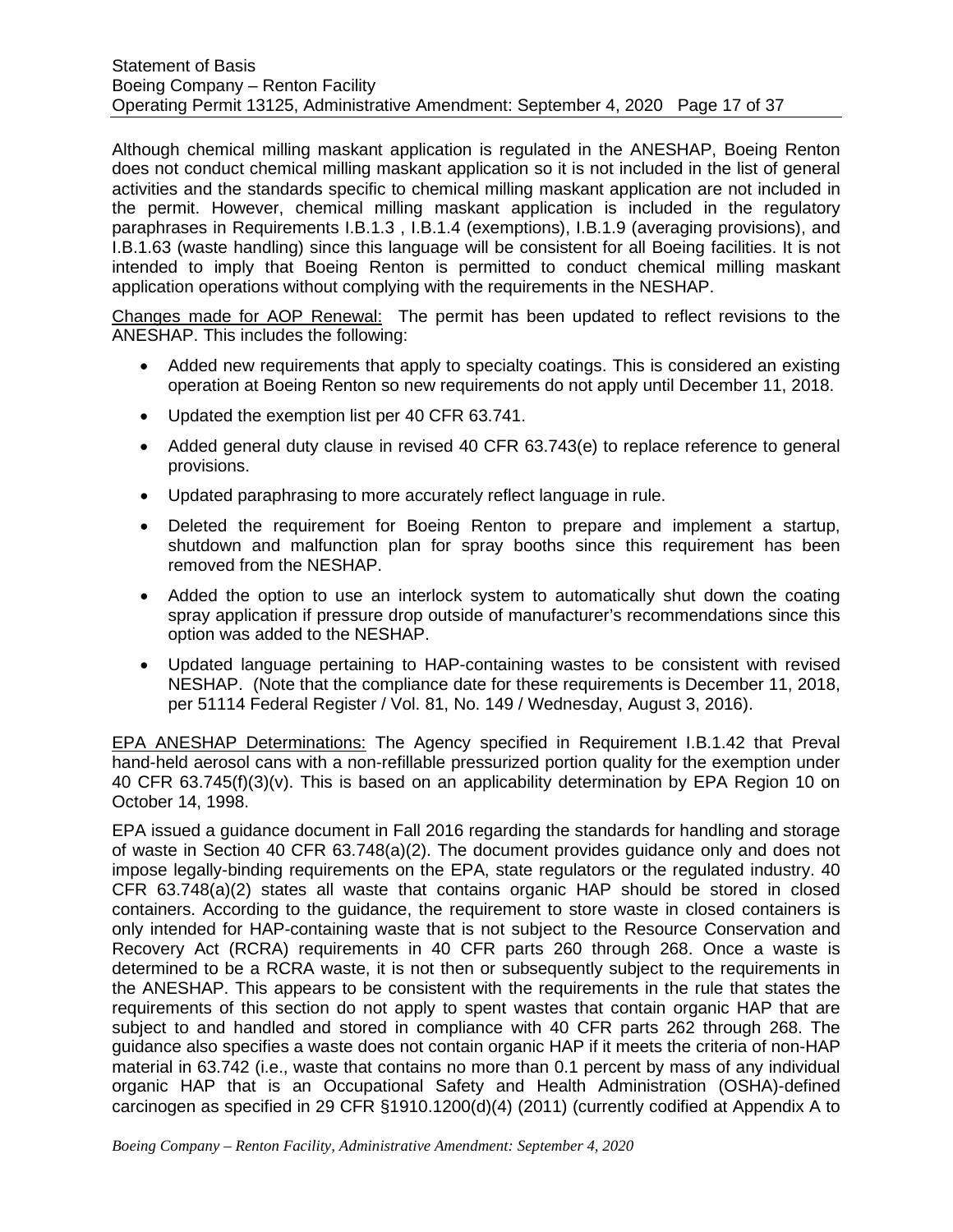Although chemical milling maskant application is regulated in the ANESHAP, Boeing Renton does not conduct chemical milling maskant application so it is not included in the list of general activities and the standards specific to chemical milling maskant application are not included in the permit. However, chemical milling maskant application is included in the regulatory paraphrases in Requirements I.B.1.3 , I.B.1.4 (exemptions), I.B.1.9 (averaging provisions), and I.B.1.63 (waste handling) since this language will be consistent for all Boeing facilities. It is not intended to imply that Boeing Renton is permitted to conduct chemical milling maskant application operations without complying with the requirements in the NESHAP.

Changes made for AOP Renewal: The permit has been updated to reflect revisions to the ANESHAP. This includes the following:

- Added new requirements that apply to specialty coatings. This is considered an existing operation at Boeing Renton so new requirements do not apply until December 11, 2018.
- Updated the exemption list per 40 CFR 63.741.
- Added general duty clause in revised 40 CFR 63.743(e) to replace reference to general provisions.
- Updated paraphrasing to more accurately reflect language in rule.
- Deleted the requirement for Boeing Renton to prepare and implement a startup, shutdown and malfunction plan for spray booths since this requirement has been removed from the NESHAP.
- Added the option to use an interlock system to automatically shut down the coating spray application if pressure drop outside of manufacturer's recommendations since this option was added to the NESHAP.
- Updated language pertaining to HAP-containing wastes to be consistent with revised NESHAP. (Note that the compliance date for these requirements is December 11, 2018, per 51114 Federal Register / Vol. 81, No. 149 / Wednesday, August 3, 2016).

EPA ANESHAP Determinations: The Agency specified in Requirement I.B.1.42 that Preval hand-held aerosol cans with a non-refillable pressurized portion quality for the exemption under 40 CFR 63.745(f)(3)(v). This is based on an applicability determination by EPA Region 10 on October 14, 1998.

EPA issued a guidance document in Fall 2016 regarding the standards for handling and storage of waste in Section 40 CFR 63.748(a)(2). The document provides guidance only and does not impose legally-binding requirements on the EPA, state regulators or the regulated industry. 40 CFR 63.748(a)(2) states all waste that contains organic HAP should be stored in closed containers. According to the guidance, the requirement to store waste in closed containers is only intended for HAP-containing waste that is not subject to the Resource Conservation and Recovery Act (RCRA) requirements in 40 CFR parts 260 through 268. Once a waste is determined to be a RCRA waste, it is not then or subsequently subject to the requirements in the ANESHAP. This appears to be consistent with the requirements in the rule that states the requirements of this section do not apply to spent wastes that contain organic HAP that are subject to and handled and stored in compliance with 40 CFR parts 262 through 268. The guidance also specifies a waste does not contain organic HAP if it meets the criteria of non-HAP material in 63.742 (i.e., waste that contains no more than 0.1 percent by mass of any individual organic HAP that is an Occupational Safety and Health Administration (OSHA)-defined carcinogen as specified in 29 CFR §1910.1200(d)(4) (2011) (currently codified at Appendix A to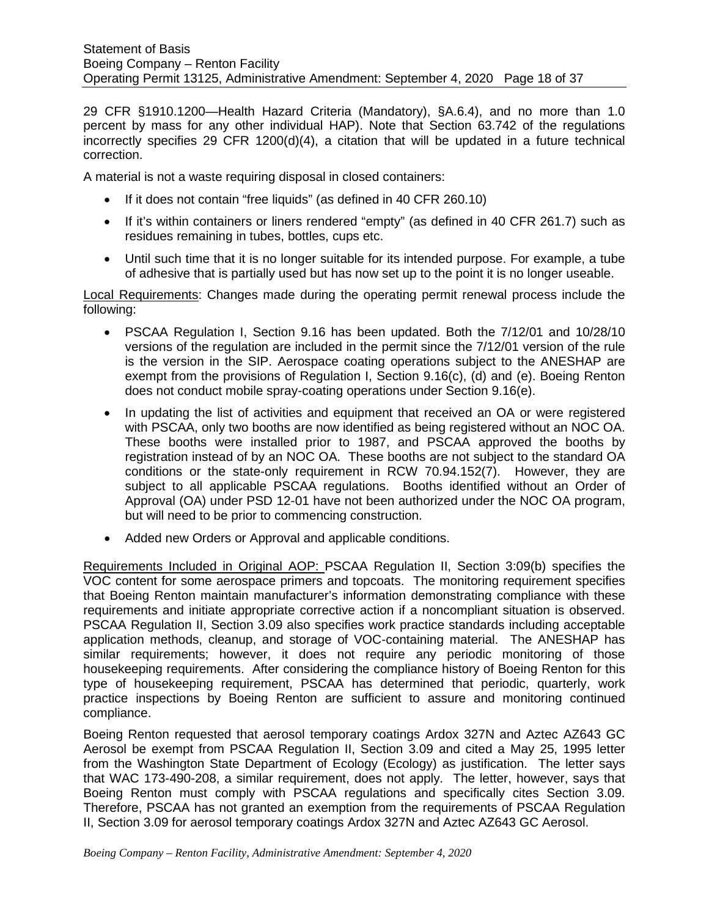29 CFR §1910.1200—Health Hazard Criteria (Mandatory), §A.6.4), and no more than 1.0 percent by mass for any other individual HAP). Note that Section 63.742 of the regulations incorrectly specifies 29 CFR 1200(d)(4), a citation that will be updated in a future technical correction.

A material is not a waste requiring disposal in closed containers:

- If it does not contain "free liquids" (as defined in 40 CFR 260.10)
- If it's within containers or liners rendered "empty" (as defined in 40 CFR 261.7) such as residues remaining in tubes, bottles, cups etc.
- Until such time that it is no longer suitable for its intended purpose. For example, a tube of adhesive that is partially used but has now set up to the point it is no longer useable.

<u>Local Requirements</u>: Changes made during the operating permit renewal process include the following:

- PSCAA Regulation I, Section 9.16 has been updated. Both the 7/12/01 and 10/28/10 versions of the regulation are included in the permit since the 7/12/01 version of the rule is the version in the SIP. Aerospace coating operations subject to the ANESHAP are exempt from the provisions of Regulation I, Section 9.16(c), (d) and (e). Boeing Renton does not conduct mobile spray-coating operations under Section 9.16(e).
- In updating the list of activities and equipment that received an OA or were registered with PSCAA, only two booths are now identified as being registered without an NOC OA. These booths were installed prior to 1987, and PSCAA approved the booths by registration instead of by an NOC OA. These booths are not subject to the standard OA conditions or the state-only requirement in RCW 70.94.152(7). However, they are subject to all applicable PSCAA regulations. Booths identified without an Order of Approval (OA) under PSD 12-01 have not been authorized under the NOC OA program, but will need to be prior to commencing construction.
- Added new Orders or Approval and applicable conditions.

<u>Requirements Included in Original AOP:</u> PSCAA Regulation II, Section 3:09(b) specifies the VOC content for some aerospace primers and topcoats. The monitoring requirement specifies that Boeing Renton maintain manufacturer's information demonstrating compliance with these requirements and initiate appropriate corrective action if a noncompliant situation is observed. PSCAA Regulation II, Section 3.09 also specifies work practice standards including acceptable application methods, cleanup, and storage of VOC-containing material. The ANESHAP has similar requirements; however, it does not require any periodic monitoring of those housekeeping requirements. After considering the compliance history of Boeing Renton for this type of housekeeping requirement, PSCAA has determined that periodic, quarterly, work practice inspections by Boeing Renton are sufficient to assure and monitoring continued compliance.

Boeing Renton requested that aerosol temporary coatings Ardox 327N and Aztec AZ643 GC Aerosol be exempt from PSCAA Regulation II, Section 3.09 and cited a May 25, 1995 letter from the Washington State Department of Ecology (Ecology) as justification. The letter says that WAC 173-490-208, a similar requirement, does not apply. The letter, however, says that Boeing Renton must comply with PSCAA regulations and specifically cites Section 3.09. Therefore, PSCAA has not granted an exemption from the requirements of PSCAA Regulation II, Section 3.09 for aerosol temporary coatings Ardox 327N and Aztec AZ643 GC Aerosol.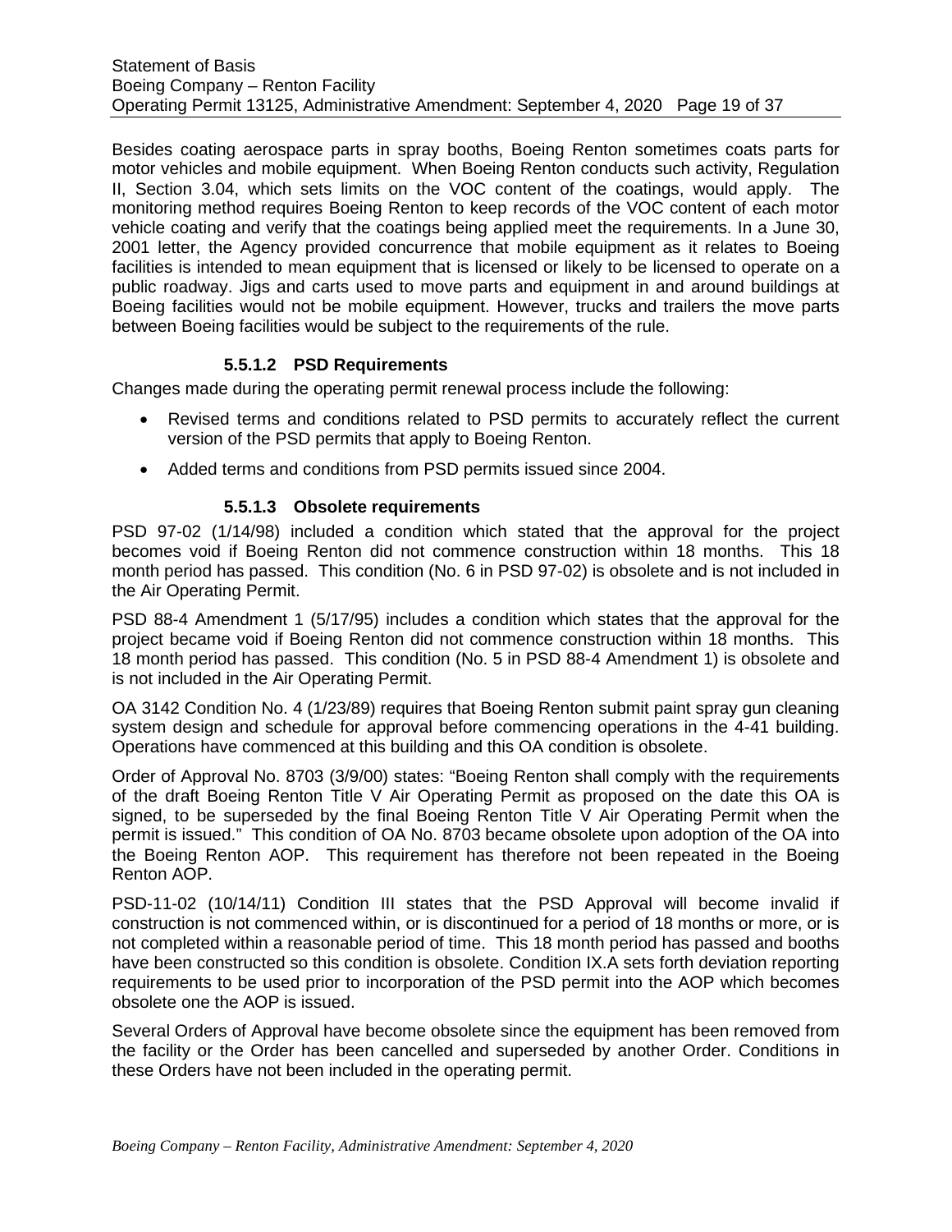Besides coating aerospace parts in spray booths, Boeing Renton sometimes coats parts for motor vehicles and mobile equipment. When Boeing Renton conducts such activity, Regulation II, Section 3.04, which sets limits on the VOC content of the coatings, would apply. The monitoring method requires Boeing Renton to keep records of the VOC content of each motor vehicle coating and verify that the coatings being applied meet the requirements. In a June 30, 2001 letter, the Agency provided concurrence that mobile equipment as it relates to Boeing facilities is intended to mean equipment that is licensed or likely to be licensed to operate on a public roadway. Jigs and carts used to move parts and equipment in and around buildings at Boeing facilities would not be mobile equipment. However, trucks and trailers the move parts between Boeing facilities would be subject to the requirements of the rule.

#### 5.5.1.2 PSD Requirements

Changes made during the operating permit renewal process include the following:

- Revised terms and conditions related to PSD permits to accurately reflect the current version of the PSD permits that apply to Boeing Renton.
- Added terms and conditions from PSD permits issued since 2004.

#### 5.5.1.3 Obsolete requirements

PSD 97-02 (1/14/98) included a condition which stated that the approval for the project becomes void if Boeing Renton did not commence construction within 18 months. This 18 month period has passed. This condition (No. 6 in PSD 97-02) is obsolete and is not included in the Air Operating Permit.

PSD 88-4 Amendment 1 (5/17/95) includes a condition which states that the approval for the project became void if Boeing Renton did not commence construction within 18 months. This 18 month period has passed. This condition (No. 5 in PSD 88-4 Amendment 1) is obsolete and is not included in the Air Operating Permit.

OA 3142 Condition No. 4 (1/23/89) requires that Boeing Renton submit paint spray gun cleaning system design and schedule for approval before commencing operations in the 4-41 building. Operations have commenced at this building and this OA condition is obsolete.

Order of Approval No. 8703 (3/9/00) states: "Boeing Renton shall comply with the requirements of the draft Boeing Renton Title V Air Operating Permit as proposed on the date this OA is signed, to be superseded by the final Boeing Renton Title V Air Operating Permit when the permit is issued." This condition of OA No. 8703 became obsolete upon adoption of the OA into the Boeing Renton AOP. This requirement has therefore not been repeated in the Boeing Renton AOP.

PSD-11-02 (10/14/11) Condition III states that the PSD Approval will become invalid if construction is not commenced within, or is discontinued for a period of 18 months or more, or is not completed within a reasonable period of time. This 18 month period has passed and booths have been constructed so this condition is obsolete. Condition IX.A sets forth deviation reporting requirements to be used prior to incorporation of the PSD permit into the AOP which becomes obsolete one the AOP is issued.

Several Orders of Approval have become obsolete since the equipment has been removed from the facility or the Order has been cancelled and superseded by another Order. Conditions in these Orders have not been included in the operating permit.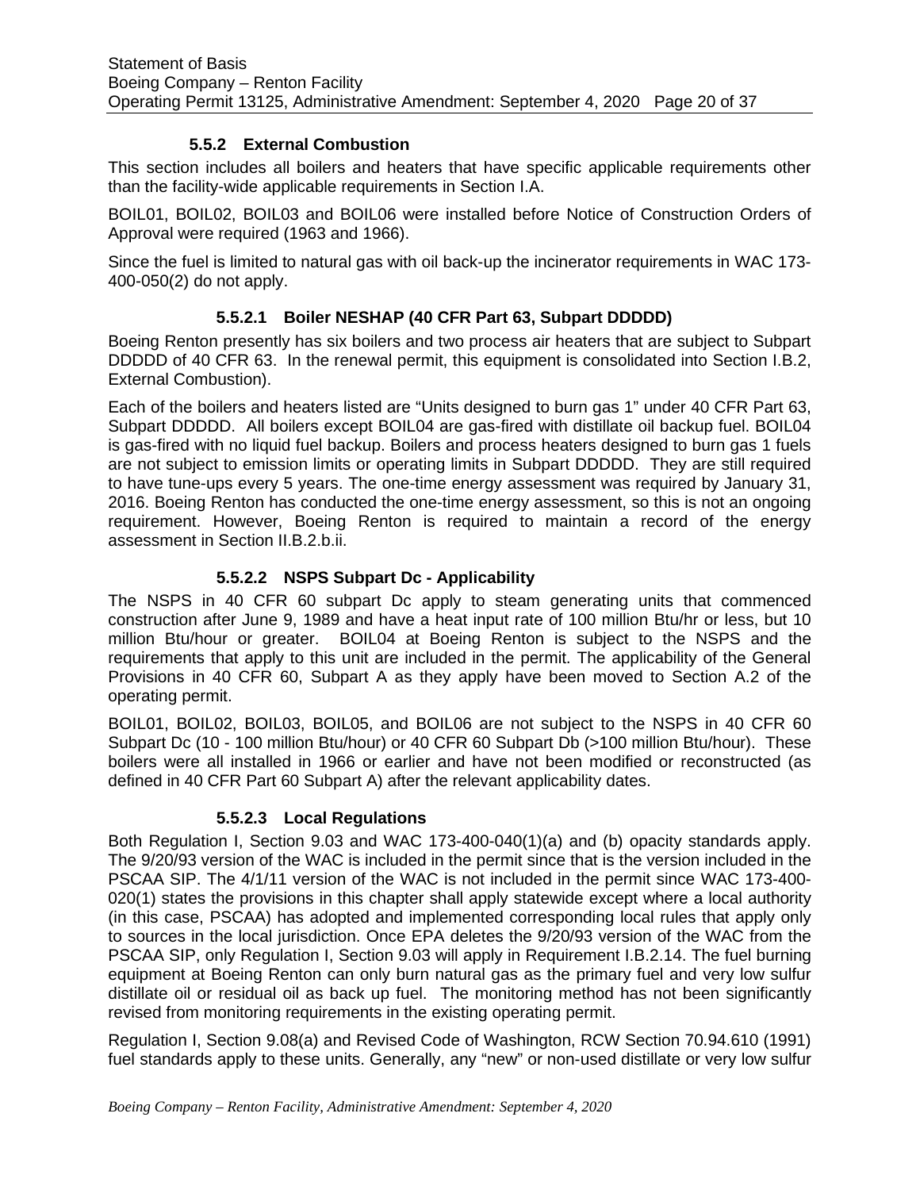#### 5.5.2 External Combustion

This section includes all boilers and heaters that have specific applicable requirements other than the facility-wide applicable requirements in Section I.A.

BOIL01, BOIL02, BOIL03 and BOIL06 were installed before Notice of Construction Orders of Approval were required (1963 and 1966).

Since the fuel is limited to natural gas with oil back-up the incinerator requirements in WAC 173-400-050(2) do not apply.

##### 5.5.2.1 Boiler NESHAP (40 CFR Part 63, Subpart DDDDD)

Boeing Renton presently has six boilers and two process air heaters that are subject to Subpart DDDDD of 40 CFR 63. In the renewal permit, this equipment is consolidated into Section I.B.2, External Combustion).

Each of the boilers and heaters listed are "Units designed to burn gas 1" under 40 CFR Part 63, Subpart DDDDD. All boilers except BOIL04 are gas-fired with distillate oil backup fuel. BOIL04 is gas-fired with no liquid fuel backup. Boilers and process heaters designed to burn gas 1 fuels are not subject to emission limits or operating limits in Subpart DDDDD. They are still required to have tune-ups every 5 years. The one-time energy assessment was required by January 31, 2016. Boeing Renton has conducted the one-time energy assessment, so this is not an ongoing requirement. However, Boeing Renton is required to maintain a record of the energy assessment in Section II.B.2.b.ii.

##### 5.5.2.2 NSPS Subpart Dc - Applicability

The NSPS in 40 CFR 60 subpart Dc apply to steam generating units that commenced construction after June 9, 1989 and have a heat input rate of 100 million Btu/hr or less, but 10 million Btu/hour or greater. BOIL04 at Boeing Renton is subject to the NSPS and the requirements that apply to this unit are included in the permit. The applicability of the General Provisions in 40 CFR 60, Subpart A as they apply have been moved to Section A.2 of the operating permit.

BOIL01, BOIL02, BOIL03, BOIL05, and BOIL06 are not subject to the NSPS in 40 CFR 60 Subpart Dc (10 - 100 million Btu/hour) or 40 CFR 60 Subpart Db (>100 million Btu/hour). These boilers were all installed in 1966 or earlier and have not been modified or reconstructed (as defined in 40 CFR Part 60 Subpart A) after the relevant applicability dates.

##### 5.5.2.3 Local Regulations

Both Regulation I, Section 9.03 and WAC 173-400-040(1)(a) and (b) opacity standards apply. The 9/20/93 version of the WAC is included in the permit since that is the version included in the PSCAA SIP. The 4/1/11 version of the WAC is not included in the permit since WAC 173-400-020(1) states the provisions in this chapter shall apply statewide except where a local authority (in this case, PSCAA) has adopted and implemented corresponding local rules that apply only to sources in the local jurisdiction. Once EPA deletes the 9/20/93 version of the WAC from the PSCAA SIP, only Regulation I, Section 9.03 will apply in Requirement I.B.2.14. The fuel burning equipment at Boeing Renton can only burn natural gas as the primary fuel and very low sulfur distillate oil or residual oil as back up fuel. The monitoring method has not been significantly revised from monitoring requirements in the existing operating permit.

Regulation I, Section 9.08(a) and Revised Code of Washington, RCW Section 70.94.610 (1991) fuel standards apply to these units. Generally, any "new" or non-used distillate or very low sulfur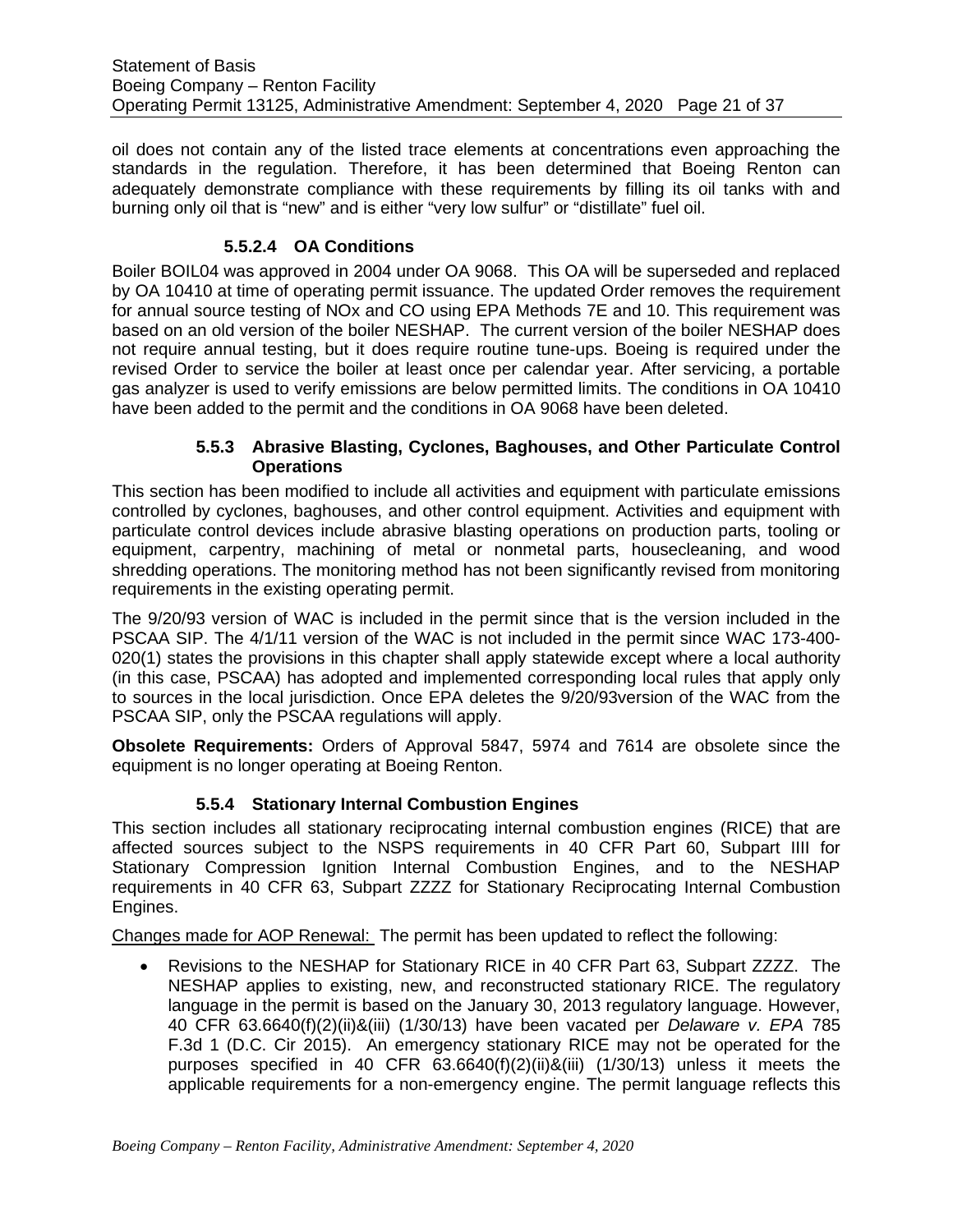oil does not contain any of the listed trace elements at concentrations even approaching the standards in the regulation. Therefore, it has been determined that Boeing Renton can adequately demonstrate compliance with these requirements by filling its oil tanks with and burning only oil that is "new" and is either "very low sulfur" or "distillate" fuel oil.

#### 5.5.2.4 OA Conditions

Boiler BOIL04 was approved in 2004 under OA 9068. This OA will be superseded and replaced by OA 10410 at time of operating permit issuance. The updated Order removes the requirement for annual source testing of NOx and CO using EPA Methods 7E and 10. This requirement was based on an old version of the boiler NESHAP. The current version of the boiler NESHAP does not require annual testing, but it does require routine tune-ups. Boeing is required under the revised Order to service the boiler at least once per calendar year. After servicing, a portable gas analyzer is used to verify emissions are below permitted limits. The conditions in OA 10410 have been added to the permit and the conditions in OA 9068 have been deleted.

### 5.5.3 Abrasive Blasting, Cyclones, Baghouses, and Other Particulate Control Operations

This section has been modified to include all activities and equipment with particulate emissions controlled by cyclones, baghouses, and other control equipment. Activities and equipment with particulate control devices include abrasive blasting operations on production parts, tooling or equipment, carpentry, machining of metal or nonmetal parts, housecleaning, and wood shredding operations. The monitoring method has not been significantly revised from monitoring requirements in the existing operating permit.

The 9/20/93 version of WAC is included in the permit since that is the version included in the PSCAA SIP. The 4/1/11 version of the WAC is not included in the permit since WAC 173-400-020(1) states the provisions in this chapter shall apply statewide except where a local authority (in this case, PSCAA) has adopted and implemented corresponding local rules that apply only to sources in the local jurisdiction. Once EPA deletes the 9/20/93version of the WAC from the PSCAA SIP, only the PSCAA regulations will apply.

**Obsolete Requirements:** Orders of Approval 5847, 5974 and 7614 are obsolete since the equipment is no longer operating at Boeing Renton.

### 5.5.4 Stationary Internal Combustion Engines

This section includes all stationary reciprocating internal combustion engines (RICE) that are affected sources subject to the NSPS requirements in 40 CFR Part 60, Subpart IIII for Stationary Compression Ignition Internal Combustion Engines, and to the NESHAP requirements in 40 CFR 63, Subpart ZZZZ for Stationary Reciprocating Internal Combustion Engines.

Changes made for AOP Renewal: The permit has been updated to reflect the following:

- Revisions to the NESHAP for Stationary RICE in 40 CFR Part 63, Subpart ZZZZ. The NESHAP applies to existing, new, and reconstructed stationary RICE. The regulatory language in the permit is based on the January 30, 2013 regulatory language. However, 40 CFR 63.6640(f)(2)(ii)&(iii) (1/30/13) have been vacated per *Delaware v. EPA* 785 F.3d 1 (D.C. Cir 2015). An emergency stationary RICE may not be operated for the purposes specified in 40 CFR 63.6640(f)(2)(ii)&(iii) (1/30/13) unless it meets the applicable requirements for a non-emergency engine. The permit language reflects this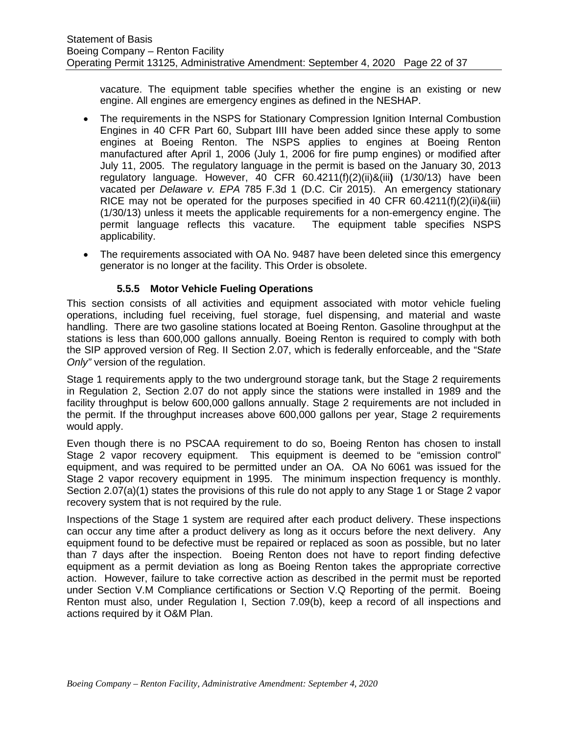vacature. The equipment table specifies whether the engine is an existing or new engine. All engines are emergency engines as defined in the NESHAP.

- The requirements in the NSPS for Stationary Compression Ignition Internal Combustion Engines in 40 CFR Part 60, Subpart IIII have been added since these apply to some engines at Boeing Renton. The NSPS applies to engines at Boeing Renton manufactured after April 1, 2006 (July 1, 2006 for fire pump engines) or modified after July 11, 2005. The regulatory language in the permit is based on the January 30, 2013 regulatory language. However, 40 CFR 60.4211(f)(2)(ii)&(iii) (1/30/13) have been vacated per *Delaware v. EPA* 785 F.3d 1 (D.C. Cir 2015). An emergency stationary RICE may not be operated for the purposes specified in 40 CFR 60.4211(f)(2)(ii)&(iii) (1/30/13) unless it meets the applicable requirements for a non-emergency engine. The permit language reflects this vacature. The equipment table specifies NSPS applicability.
- The requirements associated with OA No. 9487 have been deleted since this emergency generator is no longer at the facility. This Order is obsolete.

#### 5.5.5 Motor Vehicle Fueling Operations

This section consists of all activities and equipment associated with motor vehicle fueling operations, including fuel receiving, fuel storage, fuel dispensing, and material and waste handling. There are two gasoline stations located at Boeing Renton. Gasoline throughput at the stations is less than 600,000 gallons annually. Boeing Renton is required to comply with both the SIP approved version of Reg. II Section 2.07, which is federally enforceable, and the "*State Only"* version of the regulation.

Stage 1 requirements apply to the two underground storage tank, but the Stage 2 requirements in Regulation 2, Section 2.07 do not apply since the stations were installed in 1989 and the facility throughput is below 600,000 gallons annually. Stage 2 requirements are not included in the permit. If the throughput increases above 600,000 gallons per year, Stage 2 requirements would apply.

Even though there is no PSCAA requirement to do so, Boeing Renton has chosen to install Stage 2 vapor recovery equipment. This equipment is deemed to be "emission control" equipment, and was required to be permitted under an OA. OA No 6061 was issued for the Stage 2 vapor recovery equipment in 1995. The minimum inspection frequency is monthly. Section 2.07(a)(1) states the provisions of this rule do not apply to any Stage 1 or Stage 2 vapor recovery system that is not required by the rule.

Inspections of the Stage 1 system are required after each product delivery. These inspections can occur any time after a product delivery as long as it occurs before the next delivery. Any equipment found to be defective must be repaired or replaced as soon as possible, but no later than 7 days after the inspection. Boeing Renton does not have to report finding defective equipment as a permit deviation as long as Boeing Renton takes the appropriate corrective action. However, failure to take corrective action as described in the permit must be reported under Section V.M Compliance certifications or Section V.Q Reporting of the permit. Boeing Renton must also, under Regulation I, Section 7.09(b), keep a record of all inspections and actions required by it O&M Plan.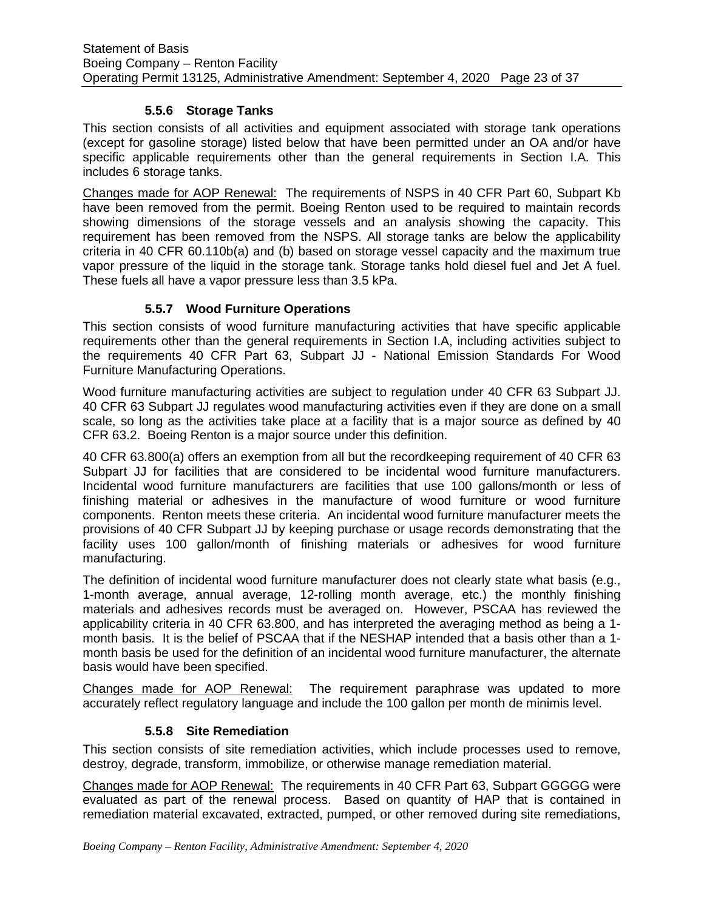### 5.5.6 Storage Tanks

This section consists of all activities and equipment associated with storage tank operations (except for gasoline storage) listed below that have been permitted under an OA and/or have specific applicable requirements other than the general requirements in Section I.A. This includes 6 storage tanks.

Changes made for AOP Renewal: The requirements of NSPS in 40 CFR Part 60, Subpart Kb have been removed from the permit. Boeing Renton used to be required to maintain records showing dimensions of the storage vessels and an analysis showing the capacity. This requirement has been removed from the NSPS. All storage tanks are below the applicability criteria in 40 CFR 60.110b(a) and (b) based on storage vessel capacity and the maximum true vapor pressure of the liquid in the storage tank. Storage tanks hold diesel fuel and Jet A fuel. These fuels all have a vapor pressure less than 3.5 kPa.

### 5.5.7 Wood Furniture Operations

This section consists of wood furniture manufacturing activities that have specific applicable requirements other than the general requirements in Section I.A, including activities subject to the requirements 40 CFR Part 63, Subpart JJ - National Emission Standards For Wood Furniture Manufacturing Operations.

Wood furniture manufacturing activities are subject to regulation under 40 CFR 63 Subpart JJ. 40 CFR 63 Subpart JJ regulates wood manufacturing activities even if they are done on a small scale, so long as the activities take place at a facility that is a major source as defined by 40 CFR 63.2. Boeing Renton is a major source under this definition.

40 CFR 63.800(a) offers an exemption from all but the recordkeeping requirement of 40 CFR 63 Subpart JJ for facilities that are considered to be incidental wood furniture manufacturers. Incidental wood furniture manufacturers are facilities that use 100 gallons/month or less of finishing material or adhesives in the manufacture of wood furniture or wood furniture components. Renton meets these criteria. An incidental wood furniture manufacturer meets the provisions of 40 CFR Subpart JJ by keeping purchase or usage records demonstrating that the facility uses 100 gallon/month of finishing materials or adhesives for wood furniture manufacturing.

The definition of incidental wood furniture manufacturer does not clearly state what basis (e.g., 1-month average, annual average, 12-rolling month average, etc.) the monthly finishing materials and adhesives records must be averaged on. However, PSCAA has reviewed the applicability criteria in 40 CFR 63.800, and has interpreted the averaging method as being a 1-month basis. It is the belief of PSCAA that if the NESHAP intended that a basis other than a 1-month basis be used for the definition of an incidental wood furniture manufacturer, the alternate basis would have been specified.

Changes made for AOP Renewal: The requirement paraphrase was updated to more accurately reflect regulatory language and include the 100 gallon per month de minimis level.

### 5.5.8 Site Remediation

This section consists of site remediation activities, which include processes used to remove, destroy, degrade, transform, immobilize, or otherwise manage remediation material.

Changes made for AOP Renewal: The requirements in 40 CFR Part 63, Subpart GGGGG were evaluated as part of the renewal process. Based on quantity of HAP that is contained in remediation material excavated, extracted, pumped, or other removed during site remediations,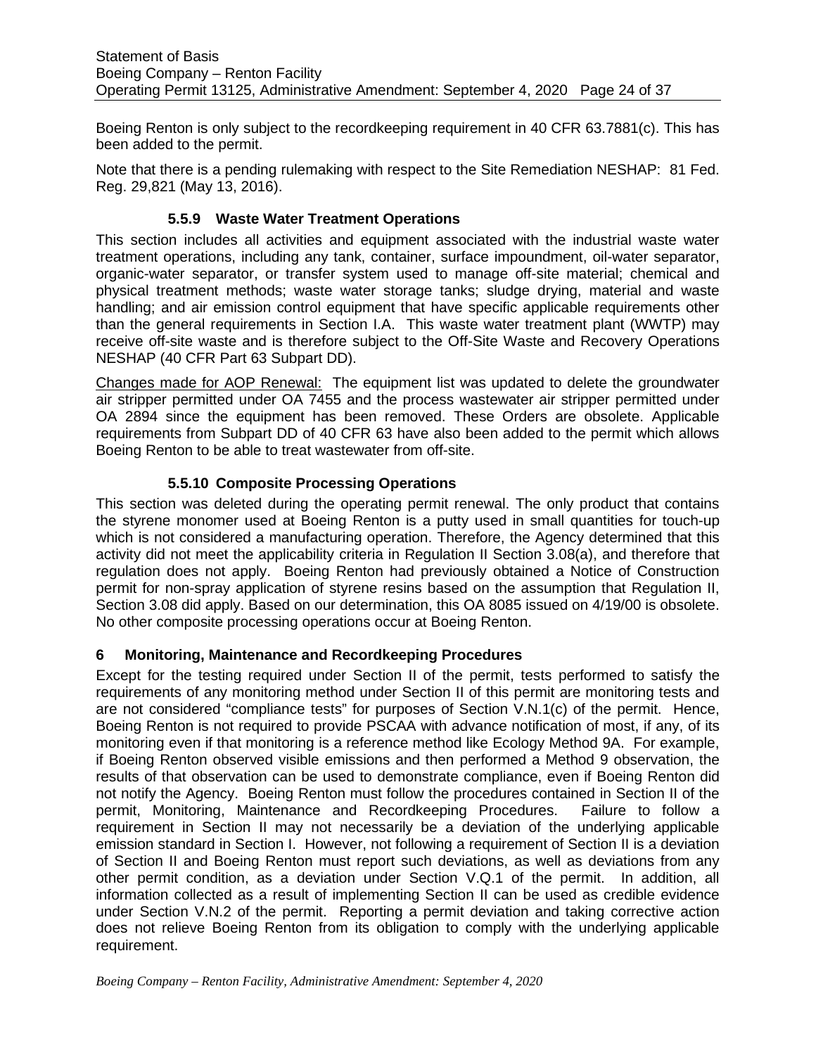Boeing Renton is only subject to the recordkeeping requirement in 40 CFR 63.7881(c). This has been added to the permit.

Note that there is a pending rulemaking with respect to the Site Remediation NESHAP: 81 Fed. Reg. 29,821 (May 13, 2016).

### 5.5.9 Waste Water Treatment Operations

This section includes all activities and equipment associated with the industrial waste water treatment operations, including any tank, container, surface impoundment, oil-water separator, organic-water separator, or transfer system used to manage off-site material; chemical and physical treatment methods; waste water storage tanks; sludge drying, material and waste handling; and air emission control equipment that have specific applicable requirements other than the general requirements in Section I.A. This waste water treatment plant (WWTP) may receive off-site waste and is therefore subject to the Off-Site Waste and Recovery Operations NESHAP (40 CFR Part 63 Subpart DD).

Changes made for AOP Renewal: The equipment list was updated to delete the groundwater air stripper permitted under OA 7455 and the process wastewater air stripper permitted under OA 2894 since the equipment has been removed. These Orders are obsolete. Applicable requirements from Subpart DD of 40 CFR 63 have also been added to the permit which allows Boeing Renton to be able to treat wastewater from off-site.

### 5.5.10 Composite Processing Operations

This section was deleted during the operating permit renewal. The only product that contains the styrene monomer used at Boeing Renton is a putty used in small quantities for touch-up which is not considered a manufacturing operation. Therefore, the Agency determined that this activity did not meet the applicability criteria in Regulation II Section 3.08(a), and therefore that regulation does not apply. Boeing Renton had previously obtained a Notice of Construction permit for non-spray application of styrene resins based on the assumption that Regulation II, Section 3.08 did apply. Based on our determination, this OA 8085 issued on 4/19/00 is obsolete. No other composite processing operations occur at Boeing Renton.

## 6 Monitoring, Maintenance and Recordkeeping Procedures

Except for the testing required under Section II of the permit, tests performed to satisfy the requirements of any monitoring method under Section II of this permit are monitoring tests and are not considered "compliance tests" for purposes of Section V.N.1(c) of the permit. Hence, Boeing Renton is not required to provide PSCAA with advance notification of most, if any, of its monitoring even if that monitoring is a reference method like Ecology Method 9A. For example, if Boeing Renton observed visible emissions and then performed a Method 9 observation, the results of that observation can be used to demonstrate compliance, even if Boeing Renton did not notify the Agency. Boeing Renton must follow the procedures contained in Section II of the permit, Monitoring, Maintenance and Recordkeeping Procedures. Failure to follow a requirement in Section II may not necessarily be a deviation of the underlying applicable emission standard in Section I. However, not following a requirement of Section II is a deviation of Section II and Boeing Renton must report such deviations, as well as deviations from any other permit condition, as a deviation under Section V.Q.1 of the permit. In addition, all information collected as a result of implementing Section II can be used as credible evidence under Section V.N.2 of the permit. Reporting a permit deviation and taking corrective action does not relieve Boeing Renton from its obligation to comply with the underlying applicable requirement.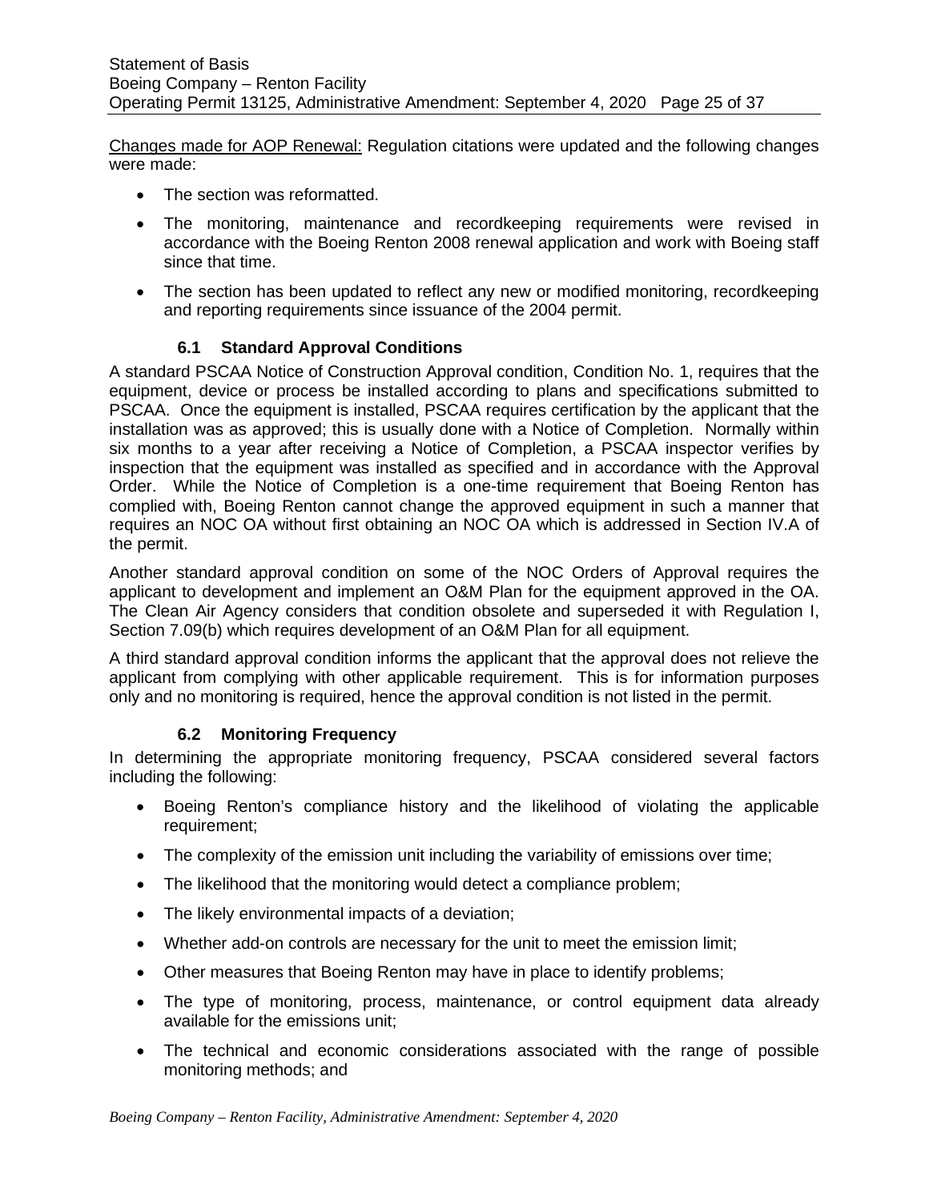<u>Changes made for AOP Renewal:</u> Regulation citations were updated and the following changes were made:

- The section was reformatted.
- The monitoring, maintenance and recordkeeping requirements were revised in accordance with the Boeing Renton 2008 renewal application and work with Boeing staff since that time.
- The section has been updated to reflect any new or modified monitoring, recordkeeping and reporting requirements since issuance of the 2004 permit.

### 6.1 Standard Approval Conditions

A standard PSCAA Notice of Construction Approval condition, Condition No. 1, requires that the equipment, device or process be installed according to plans and specifications submitted to PSCAA. Once the equipment is installed, PSCAA requires certification by the applicant that the installation was as approved; this is usually done with a Notice of Completion. Normally within six months to a year after receiving a Notice of Completion, a PSCAA inspector verifies by inspection that the equipment was installed as specified and in accordance with the Approval Order. While the Notice of Completion is a one-time requirement that Boeing Renton has complied with, Boeing Renton cannot change the approved equipment in such a manner that requires an NOC OA without first obtaining an NOC OA which is addressed in Section IV.A of the permit.

Another standard approval condition on some of the NOC Orders of Approval requires the applicant to development and implement an O&M Plan for the equipment approved in the OA. The Clean Air Agency considers that condition obsolete and superseded it with Regulation I, Section 7.09(b) which requires development of an O&M Plan for all equipment.

A third standard approval condition informs the applicant that the approval does not relieve the applicant from complying with other applicable requirement. This is for information purposes only and no monitoring is required, hence the approval condition is not listed in the permit.

### 6.2 Monitoring Frequency

In determining the appropriate monitoring frequency, PSCAA considered several factors including the following:

- Boeing Renton's compliance history and the likelihood of violating the applicable requirement;
- The complexity of the emission unit including the variability of emissions over time;
- The likelihood that the monitoring would detect a compliance problem;
- The likely environmental impacts of a deviation;
- Whether add-on controls are necessary for the unit to meet the emission limit;
- Other measures that Boeing Renton may have in place to identify problems;
- The type of monitoring, process, maintenance, or control equipment data already available for the emissions unit;
- The technical and economic considerations associated with the range of possible monitoring methods; and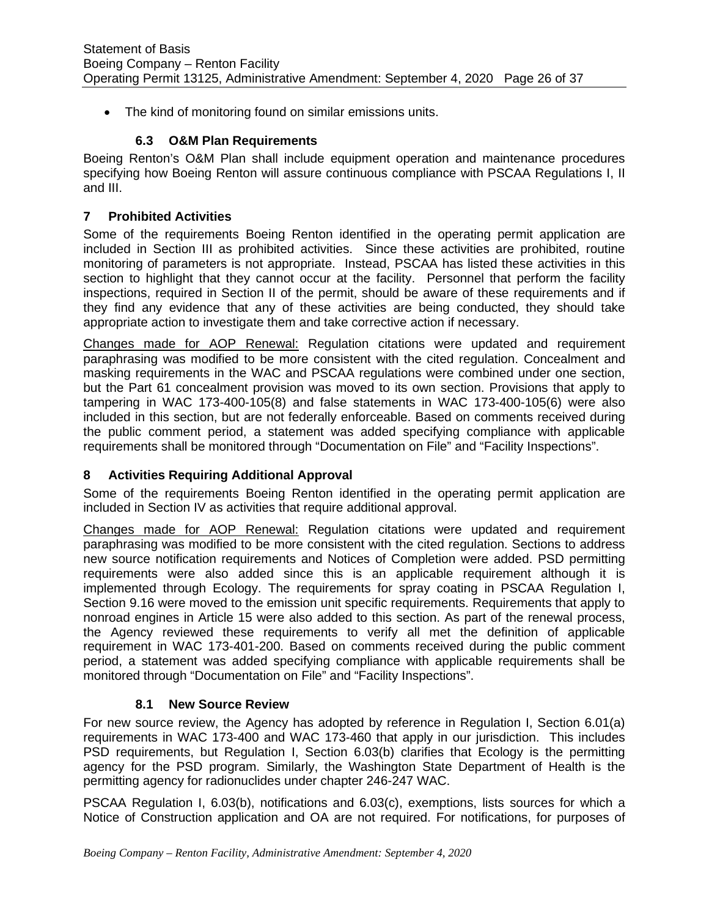- The kind of monitoring found on similar emissions units.

### 6.3 O&M Plan Requirements

Boeing Renton's O&M Plan shall include equipment operation and maintenance procedures specifying how Boeing Renton will assure continuous compliance with PSCAA Regulations I, II and III.

## 7 Prohibited Activities

Some of the requirements Boeing Renton identified in the operating permit application are included in Section III as prohibited activities. Since these activities are prohibited, routine monitoring of parameters is not appropriate. Instead, PSCAA has listed these activities in this section to highlight that they cannot occur at the facility. Personnel that perform the facility inspections, required in Section II of the permit, should be aware of these requirements and if they find any evidence that any of these activities are being conducted, they should take appropriate action to investigate them and take corrective action if necessary.

Changes made for AOP Renewal: Regulation citations were updated and requirement paraphrasing was modified to be more consistent with the cited regulation. Concealment and masking requirements in the WAC and PSCAA regulations were combined under one section, but the Part 61 concealment provision was moved to its own section. Provisions that apply to tampering in WAC 173-400-105(8) and false statements in WAC 173-400-105(6) were also included in this section, but are not federally enforceable. Based on comments received during the public comment period, a statement was added specifying compliance with applicable requirements shall be monitored through "Documentation on File" and "Facility Inspections".

## 8 Activities Requiring Additional Approval

Some of the requirements Boeing Renton identified in the operating permit application are included in Section IV as activities that require additional approval.

Changes made for AOP Renewal: Regulation citations were updated and requirement paraphrasing was modified to be more consistent with the cited regulation. Sections to address new source notification requirements and Notices of Completion were added. PSD permitting requirements were also added since this is an applicable requirement although it is implemented through Ecology. The requirements for spray coating in PSCAA Regulation I, Section 9.16 were moved to the emission unit specific requirements. Requirements that apply to nonroad engines in Article 15 were also added to this section. As part of the renewal process, the Agency reviewed these requirements to verify all met the definition of applicable requirement in WAC 173-401-200. Based on comments received during the public comment period, a statement was added specifying compliance with applicable requirements shall be monitored through "Documentation on File" and "Facility Inspections".

### 8.1 New Source Review

For new source review, the Agency has adopted by reference in Regulation I, Section 6.01(a) requirements in WAC 173-400 and WAC 173-460 that apply in our jurisdiction. This includes PSD requirements, but Regulation I, Section 6.03(b) clarifies that Ecology is the permitting agency for the PSD program. Similarly, the Washington State Department of Health is the permitting agency for radionuclides under chapter 246-247 WAC.

PSCAA Regulation I, 6.03(b), notifications and 6.03(c), exemptions, lists sources for which a Notice of Construction application and OA are not required. For notifications, for purposes of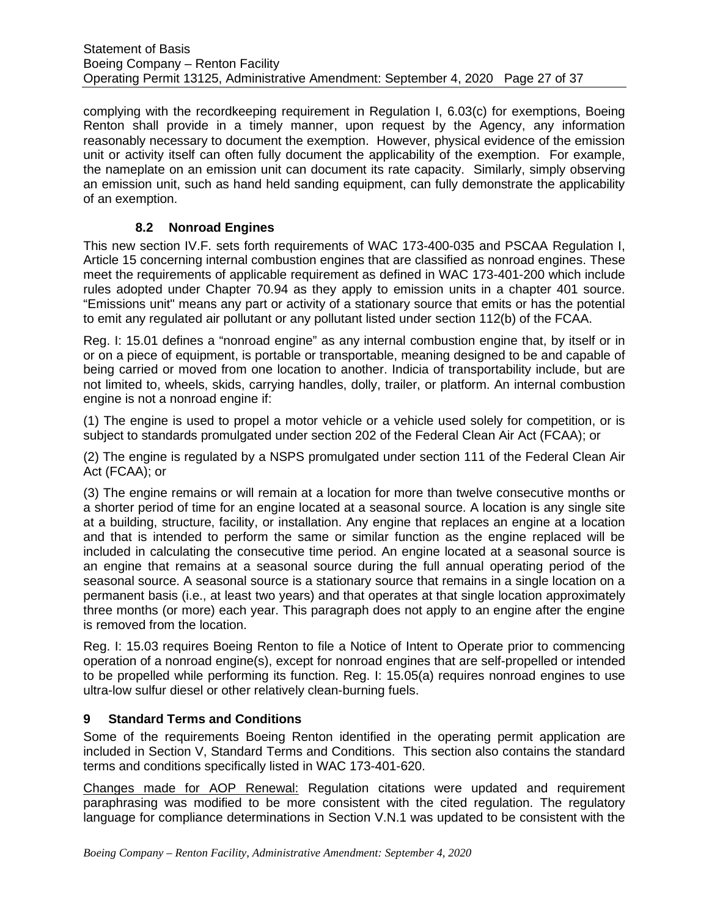complying with the recordkeeping requirement in Regulation I, 6.03(c) for exemptions, Boeing Renton shall provide in a timely manner, upon request by the Agency, any information reasonably necessary to document the exemption. However, physical evidence of the emission unit or activity itself can often fully document the applicability of the exemption. For example, the nameplate on an emission unit can document its rate capacity. Similarly, simply observing an emission unit, such as hand held sanding equipment, can fully demonstrate the applicability of an exemption.

### 8.2 Nonroad Engines

This new section IV.F. sets forth requirements of WAC 173-400-035 and PSCAA Regulation I, Article 15 concerning internal combustion engines that are classified as nonroad engines. These meet the requirements of applicable requirement as defined in WAC 173-401-200 which include rules adopted under Chapter 70.94 as they apply to emission units in a chapter 401 source. "Emissions unit" means any part or activity of a stationary source that emits or has the potential to emit any regulated air pollutant or any pollutant listed under section 112(b) of the FCAA.

Reg. I: 15.01 defines a "nonroad engine" as any internal combustion engine that, by itself or in or on a piece of equipment, is portable or transportable, meaning designed to be and capable of being carried or moved from one location to another. Indicia of transportability include, but are not limited to, wheels, skids, carrying handles, dolly, trailer, or platform. An internal combustion engine is not a nonroad engine if:

(1) The engine is used to propel a motor vehicle or a vehicle used solely for competition, or is subject to standards promulgated under section 202 of the Federal Clean Air Act (FCAA); or

(2) The engine is regulated by a NSPS promulgated under section 111 of the Federal Clean Air Act (FCAA); or

(3) The engine remains or will remain at a location for more than twelve consecutive months or a shorter period of time for an engine located at a seasonal source. A location is any single site at a building, structure, facility, or installation. Any engine that replaces an engine at a location and that is intended to perform the same or similar function as the engine replaced will be included in calculating the consecutive time period. An engine located at a seasonal source is an engine that remains at a seasonal source during the full annual operating period of the seasonal source. A seasonal source is a stationary source that remains in a single location on a permanent basis (i.e., at least two years) and that operates at that single location approximately three months (or more) each year. This paragraph does not apply to an engine after the engine is removed from the location.

Reg. I: 15.03 requires Boeing Renton to file a Notice of Intent to Operate prior to commencing operation of a nonroad engine(s), except for nonroad engines that are self-propelled or intended to be propelled while performing its function. Reg. I: 15.05(a) requires nonroad engines to use ultra-low sulfur diesel or other relatively clean-burning fuels.

## 9 Standard Terms and Conditions

Some of the requirements Boeing Renton identified in the operating permit application are included in Section V, Standard Terms and Conditions. This section also contains the standard terms and conditions specifically listed in WAC 173-401-620.

<u>Changes made for AOP Renewal:</u> Regulation citations were updated and requirement paraphrasing was modified to be more consistent with the cited regulation. The regulatory language for compliance determinations in Section V.N.1 was updated to be consistent with the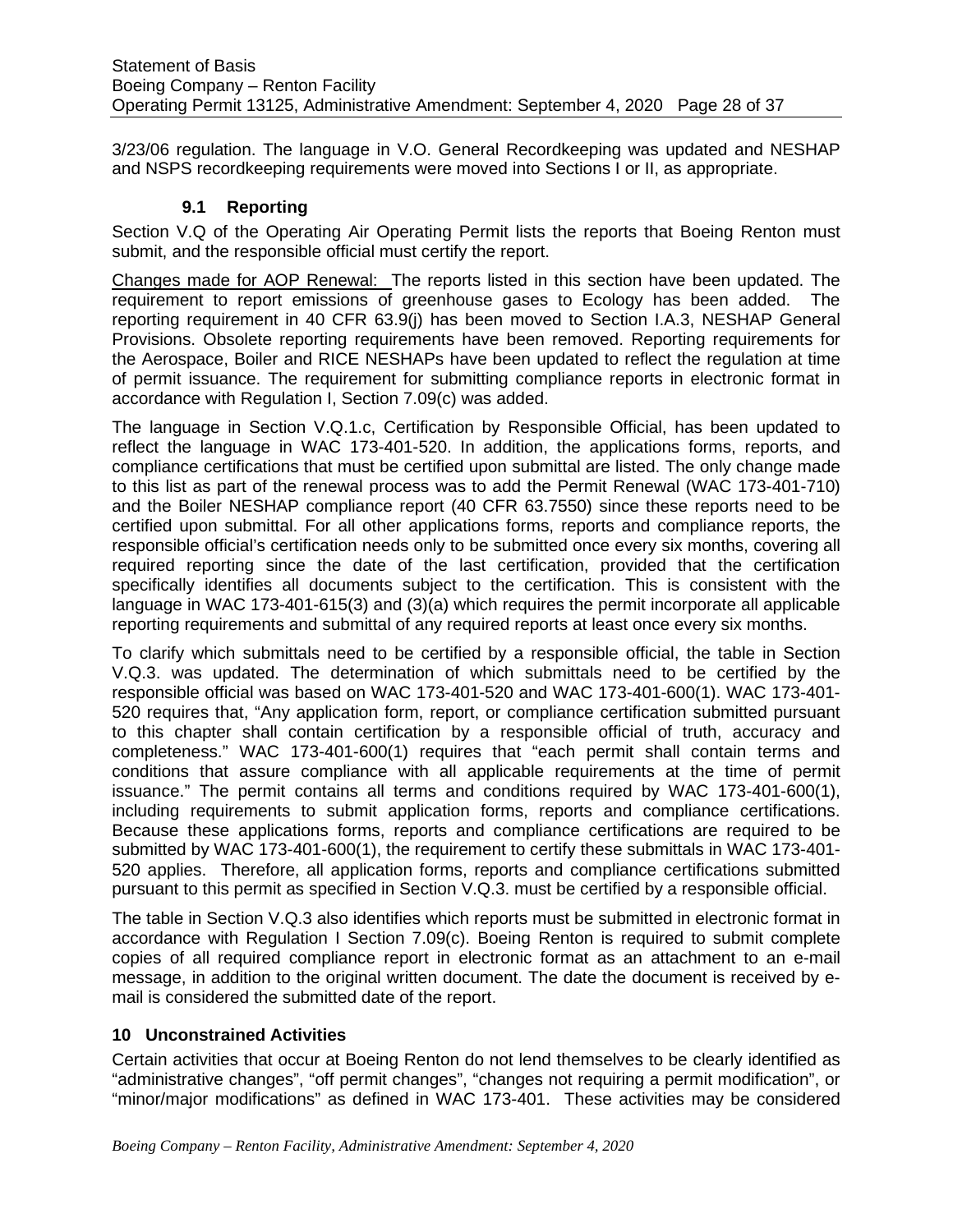3/23/06 regulation. The language in V.O. General Recordkeeping was updated and NESHAP and NSPS recordkeeping requirements were moved into Sections I or II, as appropriate.

### 9.1 Reporting

Section V.Q of the Operating Air Operating Permit lists the reports that Boeing Renton must submit, and the responsible official must certify the report.

<u>Changes made for AOP Renewal:</u> The reports listed in this section have been updated. The requirement to report emissions of greenhouse gases to Ecology has been added. The reporting requirement in 40 CFR 63.9(j) has been moved to Section I.A.3, NESHAP General Provisions. Obsolete reporting requirements have been removed. Reporting requirements for the Aerospace, Boiler and RICE NESHAPs have been updated to reflect the regulation at time of permit issuance. The requirement for submitting compliance reports in electronic format in accordance with Regulation I, Section 7.09(c) was added.

The language in Section V.Q.1.c, Certification by Responsible Official, has been updated to reflect the language in WAC 173-401-520. In addition, the applications forms, reports, and compliance certifications that must be certified upon submittal are listed. The only change made to this list as part of the renewal process was to add the Permit Renewal (WAC 173-401-710) and the Boiler NESHAP compliance report (40 CFR 63.7550) since these reports need to be certified upon submittal. For all other applications forms, reports and compliance reports, the responsible official's certification needs only to be submitted once every six months, covering all required reporting since the date of the last certification, provided that the certification specifically identifies all documents subject to the certification. This is consistent with the language in WAC 173-401-615(3) and (3)(a) which requires the permit incorporate all applicable reporting requirements and submittal of any required reports at least once every six months.

To clarify which submittals need to be certified by a responsible official, the table in Section V.Q.3. was updated. The determination of which submittals need to be certified by the responsible official was based on WAC 173-401-520 and WAC 173-401-600(1). WAC 173-401-520 requires that, "Any application form, report, or compliance certification submitted pursuant to this chapter shall contain certification by a responsible official of truth, accuracy and completeness." WAC 173-401-600(1) requires that "each permit shall contain terms and conditions that assure compliance with all applicable requirements at the time of permit issuance." The permit contains all terms and conditions required by WAC 173-401-600(1), including requirements to submit application forms, reports and compliance certifications. Because these applications forms, reports and compliance certifications are required to be submitted by WAC 173-401-600(1), the requirement to certify these submittals in WAC 173-401-520 applies. Therefore, all application forms, reports and compliance certifications submitted pursuant to this permit as specified in Section V.Q.3. must be certified by a responsible official.

The table in Section V.Q.3 also identifies which reports must be submitted in electronic format in accordance with Regulation I Section 7.09(c). Boeing Renton is required to submit complete copies of all required compliance report in electronic format as an attachment to an e-mail message, in addition to the original written document. The date the document is received by e-mail is considered the submitted date of the report.

## 10 Unconstrained Activities

Certain activities that occur at Boeing Renton do not lend themselves to be clearly identified as "administrative changes", "off permit changes", "changes not requiring a permit modification", or "minor/major modifications" as defined in WAC 173-401. These activities may be considered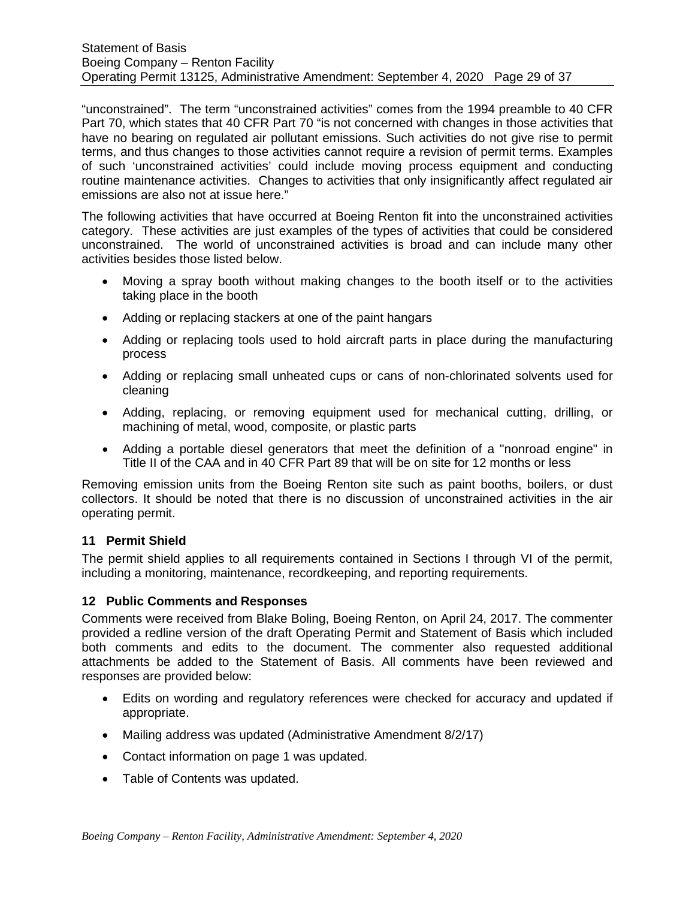"unconstrained". The term "unconstrained activities" comes from the 1994 preamble to 40 CFR Part 70, which states that 40 CFR Part 70 "is not concerned with changes in those activities that have no bearing on regulated air pollutant emissions. Such activities do not give rise to permit terms, and thus changes to those activities cannot require a revision of permit terms. Examples of such 'unconstrained activities' could include moving process equipment and conducting routine maintenance activities. Changes to activities that only insignificantly affect regulated air emissions are also not at issue here."

The following activities that have occurred at Boeing Renton fit into the unconstrained activities category. These activities are just examples of the types of activities that could be considered unconstrained. The world of unconstrained activities is broad and can include many other activities besides those listed below.

- Moving a spray booth without making changes to the booth itself or to the activities taking place in the booth
- Adding or replacing stackers at one of the paint hangars
- Adding or replacing tools used to hold aircraft parts in place during the manufacturing process
- Adding or replacing small unheated cups or cans of non-chlorinated solvents used for cleaning
- Adding, replacing, or removing equipment used for mechanical cutting, drilling, or machining of metal, wood, composite, or plastic parts
- Adding a portable diesel generators that meet the definition of a "nonroad engine" in Title II of the CAA and in 40 CFR Part 89 that will be on site for 12 months or less

Removing emission units from the Boeing Renton site such as paint booths, boilers, or dust collectors. It should be noted that there is no discussion of unconstrained activities in the air operating permit.

### 11 Permit Shield

The permit shield applies to all requirements contained in Sections I through VI of the permit, including a monitoring, maintenance, recordkeeping, and reporting requirements.

### 12 Public Comments and Responses

Comments were received from Blake Boling, Boeing Renton, on April 24, 2017. The commenter provided a redline version of the draft Operating Permit and Statement of Basis which included both comments and edits to the document. The commenter also requested additional attachments be added to the Statement of Basis. All comments have been reviewed and responses are provided below:

- Edits on wording and regulatory references were checked for accuracy and updated if appropriate.
- Mailing address was updated (Administrative Amendment 8/2/17)
- Contact information on page 1 was updated.
- Table of Contents was updated.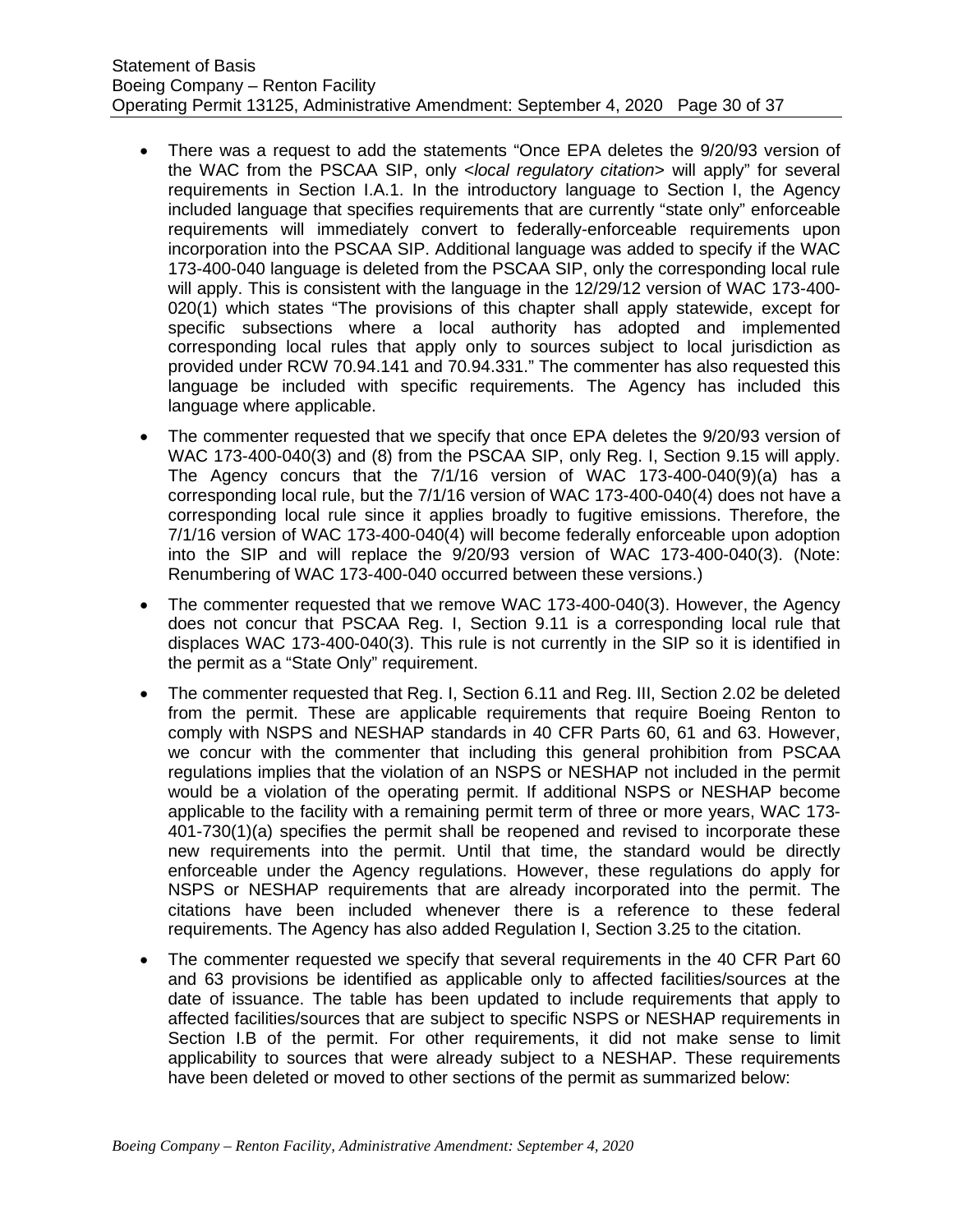- There was a request to add the statements "Once EPA deletes the 9/20/93 version of the WAC from the PSCAA SIP, only <*local regulatory citation*> will apply" for several requirements in Section I.A.1. In the introductory language to Section I, the Agency included language that specifies requirements that are currently "state only" enforceable requirements will immediately convert to federally-enforceable requirements upon incorporation into the PSCAA SIP. Additional language was added to specify if the WAC 173-400-040 language is deleted from the PSCAA SIP, only the corresponding local rule will apply. This is consistent with the language in the 12/29/12 version of WAC 173-400-020(1) which states "The provisions of this chapter shall apply statewide, except for specific subsections where a local authority has adopted and implemented corresponding local rules that apply only to sources subject to local jurisdiction as provided under RCW 70.94.141 and 70.94.331." The commenter has also requested this language be included with specific requirements. The Agency has included this language where applicable.

- The commenter requested that we specify that once EPA deletes the 9/20/93 version of WAC 173-400-040(3) and (8) from the PSCAA SIP, only Reg. I, Section 9.15 will apply. The Agency concurs that the 7/1/16 version of WAC 173-400-040(9)(a) has a corresponding local rule, but the 7/1/16 version of WAC 173-400-040(4) does not have a corresponding local rule since it applies broadly to fugitive emissions. Therefore, the 7/1/16 version of WAC 173-400-040(4) will become federally enforceable upon adoption into the SIP and will replace the 9/20/93 version of WAC 173-400-040(3). (Note: Renumbering of WAC 173-400-040 occurred between these versions.)

- The commenter requested that we remove WAC 173-400-040(3). However, the Agency does not concur that PSCAA Reg. I, Section 9.11 is a corresponding local rule that displaces WAC 173-400-040(3). This rule is not currently in the SIP so it is identified in the permit as a "State Only" requirement.

- The commenter requested that Reg. I, Section 6.11 and Reg. III, Section 2.02 be deleted from the permit. These are applicable requirements that require Boeing Renton to comply with NSPS and NESHAP standards in 40 CFR Parts 60, 61 and 63. However, we concur with the commenter that including this general prohibition from PSCAA regulations implies that the violation of an NSPS or NESHAP not included in the permit would be a violation of the operating permit. If additional NSPS or NESHAP become applicable to the facility with a remaining permit term of three or more years, WAC 173-401-730(1)(a) specifies the permit shall be reopened and revised to incorporate these new requirements into the permit. Until that time, the standard would be directly enforceable under the Agency regulations. However, these regulations do apply for NSPS or NESHAP requirements that are already incorporated into the permit. The citations have been included whenever there is a reference to these federal requirements. The Agency has also added Regulation I, Section 3.25 to the citation.

- The commenter requested we specify that several requirements in the 40 CFR Part 60 and 63 provisions be identified as applicable only to affected facilities/sources at the date of issuance. The table has been updated to include requirements that apply to affected facilities/sources that are subject to specific NSPS or NESHAP requirements in Section I.B of the permit. For other requirements, it did not make sense to limit applicability to sources that were already subject to a NESHAP. These requirements have been deleted or moved to other sections of the permit as summarized below: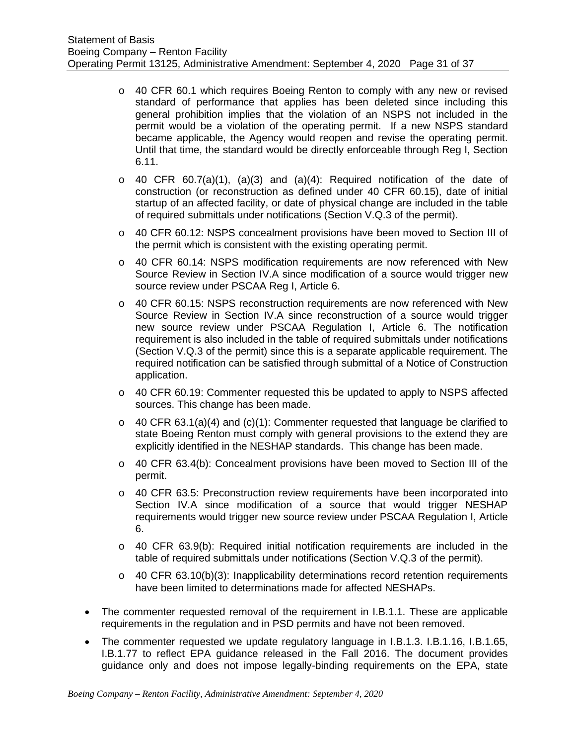- 40 CFR 60.1 which requires Boeing Renton to comply with any new or revised standard of performance that applies has been deleted since including this general prohibition implies that the violation of an NSPS not included in the permit would be a violation of the operating permit. If a new NSPS standard became applicable, the Agency would reopen and revise the operating permit. Until that time, the standard would be directly enforceable through Reg I, Section 6.11.
  - 40 CFR 60.7(a)(1), (a)(3) and (a)(4): Required notification of the date of construction (or reconstruction as defined under 40 CFR 60.15), date of initial startup of an affected facility, or date of physical change are included in the table of required submittals under notifications (Section V.Q.3 of the permit).
  - 40 CFR 60.12: NSPS concealment provisions have been moved to Section III of the permit which is consistent with the existing operating permit.
  - 40 CFR 60.14: NSPS modification requirements are now referenced with New Source Review in Section IV.A since modification of a source would trigger new source review under PSCAA Reg I, Article 6.
  - 40 CFR 60.15: NSPS reconstruction requirements are now referenced with New Source Review in Section IV.A since reconstruction of a source would trigger new source review under PSCAA Regulation I, Article 6. The notification requirement is also included in the table of required submittals under notifications (Section V.Q.3 of the permit) since this is a separate applicable requirement. The required notification can be satisfied through submittal of a Notice of Construction application.
  - 40 CFR 60.19: Commenter requested this be updated to apply to NSPS affected sources. This change has been made.
  - 40 CFR 63.1(a)(4) and (c)(1): Commenter requested that language be clarified to state Boeing Renton must comply with general provisions to the extend they are explicitly identified in the NESHAP standards. This change has been made.
  - 40 CFR 63.4(b): Concealment provisions have been moved to Section III of the permit.
  - 40 CFR 63.5: Preconstruction review requirements have been incorporated into Section IV.A since modification of a source that would trigger NESHAP requirements would trigger new source review under PSCAA Regulation I, Article 6.
  - 40 CFR 63.9(b): Required initial notification requirements are included in the table of required submittals under notifications (Section V.Q.3 of the permit).
  - 40 CFR 63.10(b)(3): Inapplicability determinations record retention requirements have been limited to determinations made for affected NESHAPs.

- The commenter requested removal of the requirement in I.B.1.1. These are applicable requirements in the regulation and in PSD permits and have not been removed.
- The commenter requested we update regulatory language in I.B.1.3. I.B.1.16, I.B.1.65, I.B.1.77 to reflect EPA guidance released in the Fall 2016. The document provides guidance only and does not impose legally-binding requirements on the EPA, state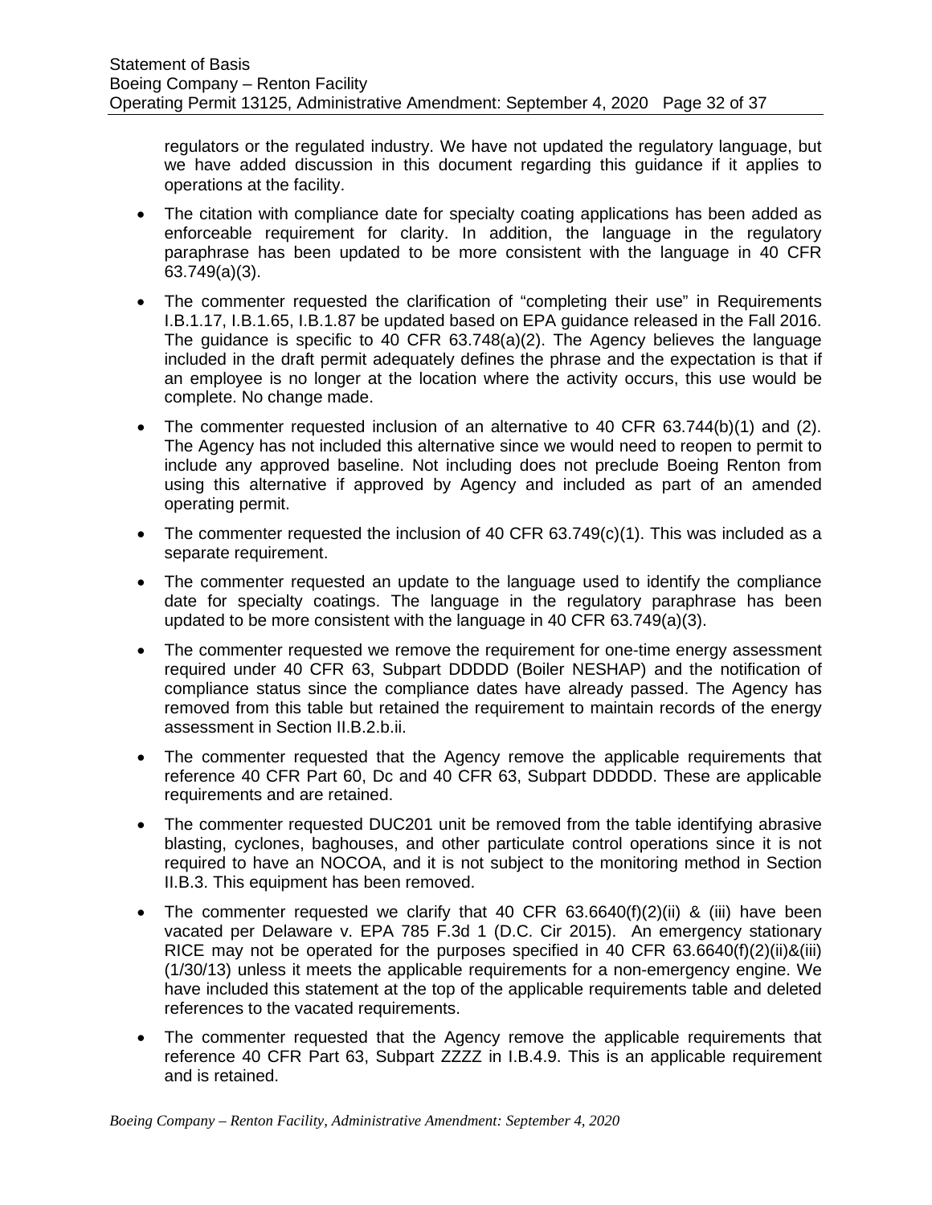regulators or the regulated industry. We have not updated the regulatory language, but we have added discussion in this document regarding this guidance if it applies to operations at the facility.

- The citation with compliance date for specialty coating applications has been added as enforceable requirement for clarity. In addition, the language in the regulatory paraphrase has been updated to be more consistent with the language in 40 CFR 63.749(a)(3).
- The commenter requested the clarification of "completing their use" in Requirements I.B.1.17, I.B.1.65, I.B.1.87 be updated based on EPA guidance released in the Fall 2016. The guidance is specific to 40 CFR 63.748(a)(2). The Agency believes the language included in the draft permit adequately defines the phrase and the expectation is that if an employee is no longer at the location where the activity occurs, this use would be complete. No change made.
- The commenter requested inclusion of an alternative to 40 CFR 63.744(b)(1) and (2). The Agency has not included this alternative since we would need to reopen to permit to include any approved baseline. Not including does not preclude Boeing Renton from using this alternative if approved by Agency and included as part of an amended operating permit.
- The commenter requested the inclusion of 40 CFR 63.749(c)(1). This was included as a separate requirement.
- The commenter requested an update to the language used to identify the compliance date for specialty coatings. The language in the regulatory paraphrase has been updated to be more consistent with the language in 40 CFR 63.749(a)(3).
- The commenter requested we remove the requirement for one-time energy assessment required under 40 CFR 63, Subpart DDDDD (Boiler NESHAP) and the notification of compliance status since the compliance dates have already passed. The Agency has removed from this table but retained the requirement to maintain records of the energy assessment in Section II.B.2.b.ii.
- The commenter requested that the Agency remove the applicable requirements that reference 40 CFR Part 60, Dc and 40 CFR 63, Subpart DDDDD. These are applicable requirements and are retained.
- The commenter requested DUC201 unit be removed from the table identifying abrasive blasting, cyclones, baghouses, and other particulate control operations since it is not required to have an NOCOA, and it is not subject to the monitoring method in Section II.B.3. This equipment has been removed.
- The commenter requested we clarify that 40 CFR 63.6640(f)(2)(ii) & (iii) have been vacated per Delaware v. EPA 785 F.3d 1 (D.C. Cir 2015). An emergency stationary RICE may not be operated for the purposes specified in 40 CFR 63.6640(f)(2)(ii)&(iii) (1/30/13) unless it meets the applicable requirements for a non-emergency engine. We have included this statement at the top of the applicable requirements table and deleted references to the vacated requirements.
- The commenter requested that the Agency remove the applicable requirements that reference 40 CFR Part 63, Subpart ZZZZ in I.B.4.9. This is an applicable requirement and is retained.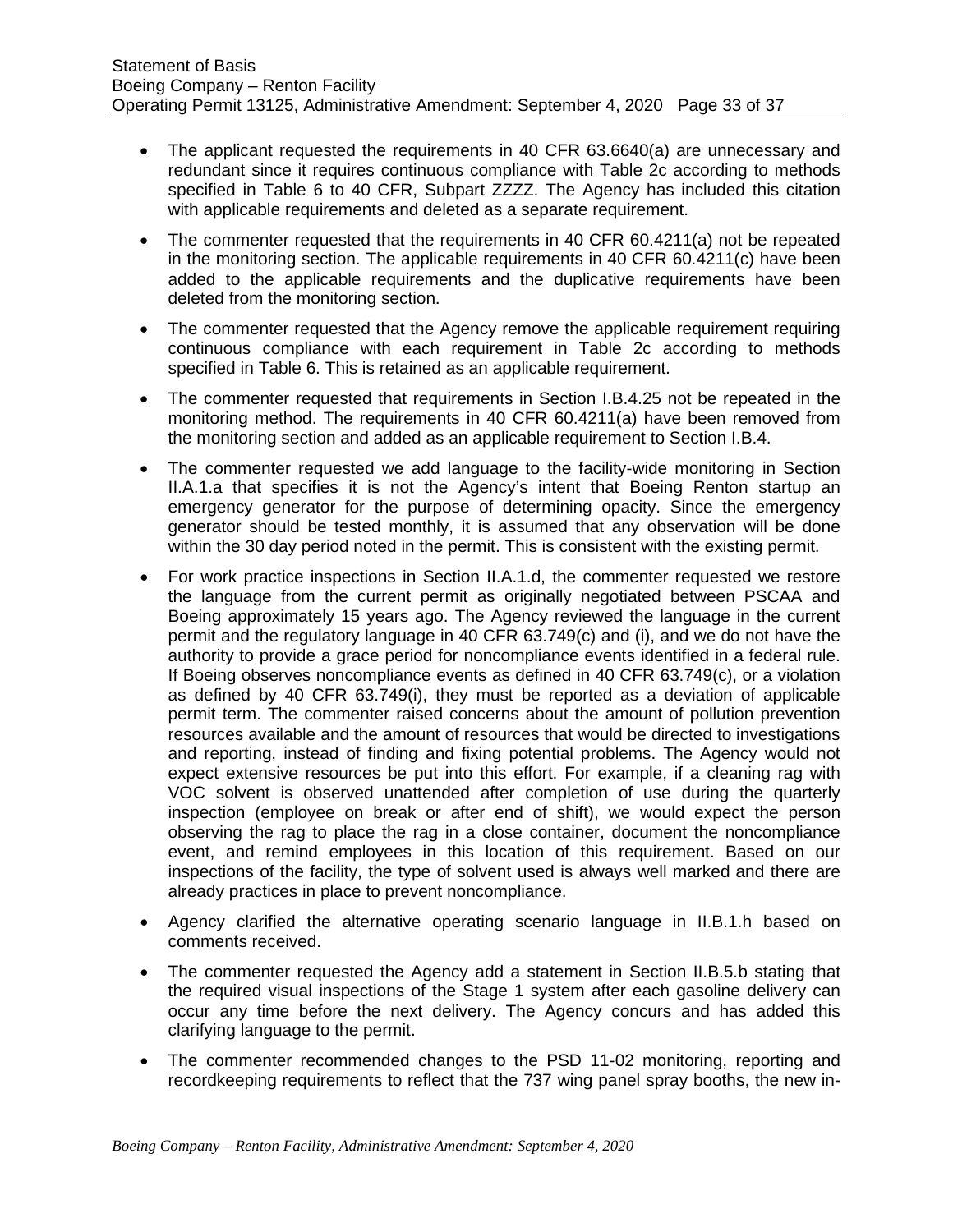- The applicant requested the requirements in 40 CFR 63.6640(a) are unnecessary and redundant since it requires continuous compliance with Table 2c according to methods specified in Table 6 to 40 CFR, Subpart ZZZZ. The Agency has included this citation with applicable requirements and deleted as a separate requirement.
- The commenter requested that the requirements in 40 CFR 60.4211(a) not be repeated in the monitoring section. The applicable requirements in 40 CFR 60.4211(c) have been added to the applicable requirements and the duplicative requirements have been deleted from the monitoring section.
- The commenter requested that the Agency remove the applicable requirement requiring continuous compliance with each requirement in Table 2c according to methods specified in Table 6. This is retained as an applicable requirement.
- The commenter requested that requirements in Section I.B.4.25 not be repeated in the monitoring method. The requirements in 40 CFR 60.4211(a) have been removed from the monitoring section and added as an applicable requirement to Section I.B.4.
- The commenter requested we add language to the facility-wide monitoring in Section II.A.1.a that specifies it is not the Agency's intent that Boeing Renton startup an emergency generator for the purpose of determining opacity. Since the emergency generator should be tested monthly, it is assumed that any observation will be done within the 30 day period noted in the permit. This is consistent with the existing permit.
- For work practice inspections in Section II.A.1.d, the commenter requested we restore the language from the current permit as originally negotiated between PSCAA and Boeing approximately 15 years ago. The Agency reviewed the language in the current permit and the regulatory language in 40 CFR 63.749(c) and (i), and we do not have the authority to provide a grace period for noncompliance events identified in a federal rule. If Boeing observes noncompliance events as defined in 40 CFR 63.749(c), or a violation as defined by 40 CFR 63.749(i), they must be reported as a deviation of applicable permit term. The commenter raised concerns about the amount of pollution prevention resources available and the amount of resources that would be directed to investigations and reporting, instead of finding and fixing potential problems. The Agency would not expect extensive resources be put into this effort. For example, if a cleaning rag with VOC solvent is observed unattended after completion of use during the quarterly inspection (employee on break or after end of shift), we would expect the person observing the rag to place the rag in a close container, document the noncompliance event, and remind employees in this location of this requirement. Based on our inspections of the facility, the type of solvent used is always well marked and there are already practices in place to prevent noncompliance.
- Agency clarified the alternative operating scenario language in II.B.1.h based on comments received.
- The commenter requested the Agency add a statement in Section II.B.5.b stating that the required visual inspections of the Stage 1 system after each gasoline delivery can occur any time before the next delivery. The Agency concurs and has added this clarifying language to the permit.
- The commenter recommended changes to the PSD 11-02 monitoring, reporting and recordkeeping requirements to reflect that the 737 wing panel spray booths, the new in-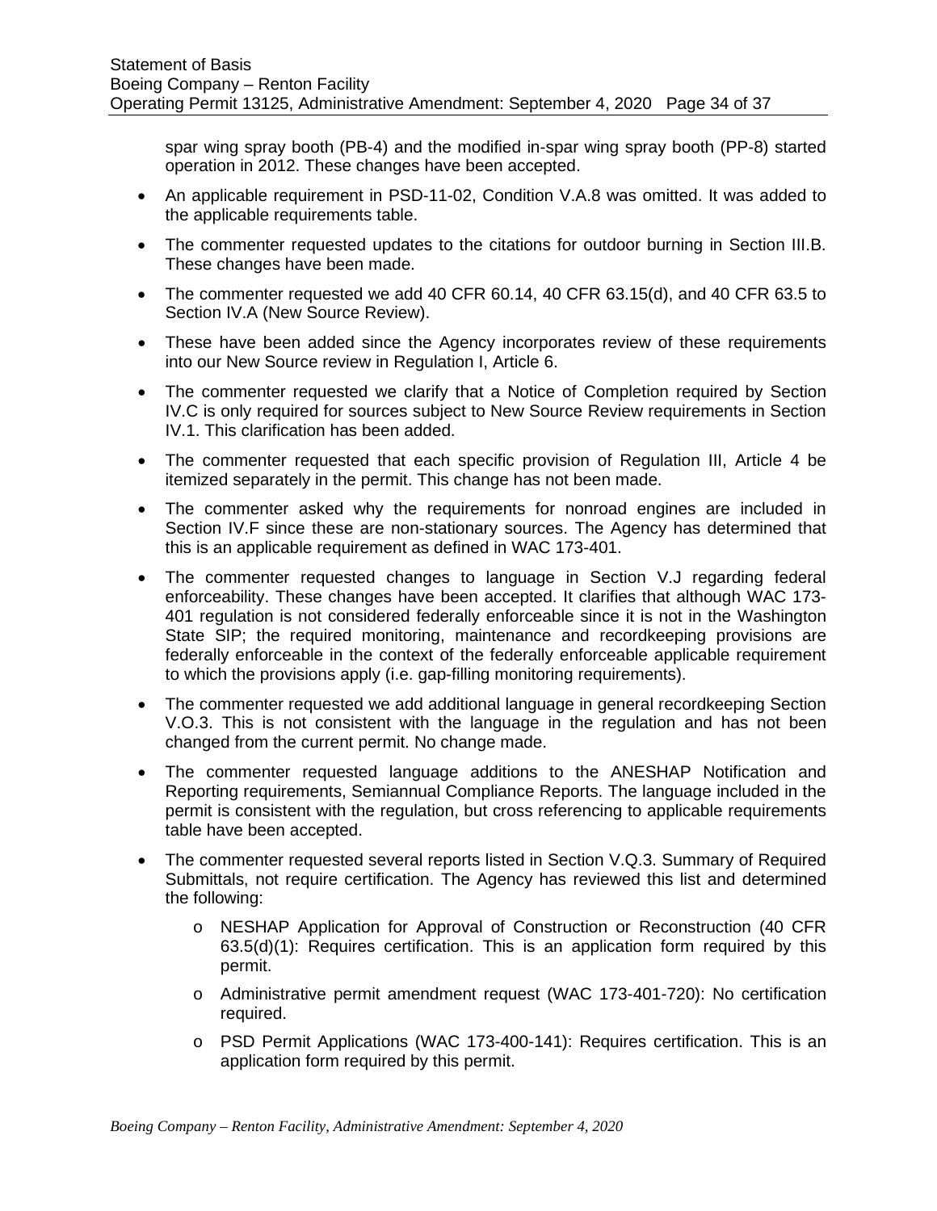spar wing spray booth (PB-4) and the modified in-spar wing spray booth (PP-8) started operation in 2012. These changes have been accepted.

- An applicable requirement in PSD-11-02, Condition V.A.8 was omitted. It was added to the applicable requirements table.
- The commenter requested updates to the citations for outdoor burning in Section III.B. These changes have been made.
- The commenter requested we add 40 CFR 60.14, 40 CFR 63.15(d), and 40 CFR 63.5 to Section IV.A (New Source Review).
- These have been added since the Agency incorporates review of these requirements into our New Source review in Regulation I, Article 6.
- The commenter requested we clarify that a Notice of Completion required by Section IV.C is only required for sources subject to New Source Review requirements in Section IV.1. This clarification has been added.
- The commenter requested that each specific provision of Regulation III, Article 4 be itemized separately in the permit. This change has not been made.
- The commenter asked why the requirements for nonroad engines are included in Section IV.F since these are non-stationary sources. The Agency has determined that this is an applicable requirement as defined in WAC 173-401.
- The commenter requested changes to language in Section V.J regarding federal enforceability. These changes have been accepted. It clarifies that although WAC 173-401 regulation is not considered federally enforceable since it is not in the Washington State SIP; the required monitoring, maintenance and recordkeeping provisions are federally enforceable in the context of the federally enforceable applicable requirement to which the provisions apply (i.e. gap-filling monitoring requirements).
- The commenter requested we add additional language in general recordkeeping Section V.O.3. This is not consistent with the language in the regulation and has not been changed from the current permit. No change made.
- The commenter requested language additions to the ANESHAP Notification and Reporting requirements, Semiannual Compliance Reports. The language included in the permit is consistent with the regulation, but cross referencing to applicable requirements table have been accepted.
- The commenter requested several reports listed in Section V.Q.3. Summary of Required Submittals, not require certification. The Agency has reviewed this list and determined the following:
    - NESHAP Application for Approval of Construction or Reconstruction (40 CFR 63.5(d)(1): Requires certification. This is an application form required by this permit.
    - Administrative permit amendment request (WAC 173-401-720): No certification required.
    - PSD Permit Applications (WAC 173-400-141): Requires certification. This is an application form required by this permit.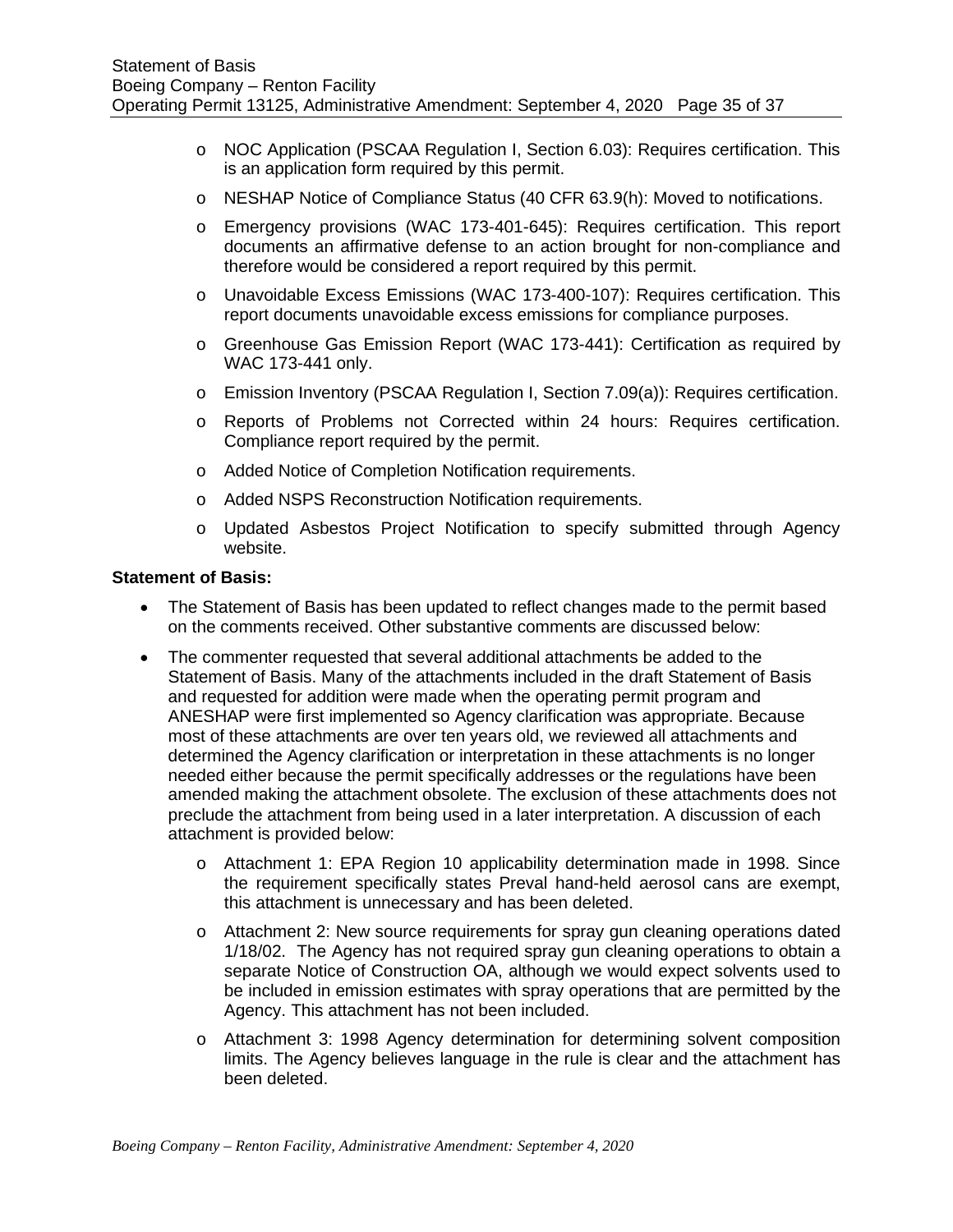- NOC Application (PSCAA Regulation I, Section 6.03): Requires certification. This is an application form required by this permit.
  - NESHAP Notice of Compliance Status (40 CFR 63.9(h): Moved to notifications.
  - Emergency provisions (WAC 173-401-645): Requires certification. This report documents an affirmative defense to an action brought for non-compliance and therefore would be considered a report required by this permit.
  - Unavoidable Excess Emissions (WAC 173-400-107): Requires certification. This report documents unavoidable excess emissions for compliance purposes.
  - Greenhouse Gas Emission Report (WAC 173-441): Certification as required by WAC 173-441 only.
  - Emission Inventory (PSCAA Regulation I, Section 7.09(a)): Requires certification.
  - Reports of Problems not Corrected within 24 hours: Requires certification. Compliance report required by the permit.
  - Added Notice of Completion Notification requirements.
  - Added NSPS Reconstruction Notification requirements.
  - Updated Asbestos Project Notification to specify submitted through Agency website.

**Statement of Basis:**

- The Statement of Basis has been updated to reflect changes made to the permit based on the comments received. Other substantive comments are discussed below:
- The commenter requested that several additional attachments be added to the Statement of Basis. Many of the attachments included in the draft Statement of Basis and requested for addition were made when the operating permit program and ANESHAP were first implemented so Agency clarification was appropriate. Because most of these attachments are over ten years old, we reviewed all attachments and determined the Agency clarification or interpretation in these attachments is no longer needed either because the permit specifically addresses or the regulations have been amended making the attachment obsolete. The exclusion of these attachments does not preclude the attachment from being used in a later interpretation. A discussion of each attachment is provided below:
  - Attachment 1: EPA Region 10 applicability determination made in 1998. Since the requirement specifically states Preval hand-held aerosol cans are exempt, this attachment is unnecessary and has been deleted.
  - Attachment 2: New source requirements for spray gun cleaning operations dated 1/18/02. The Agency has not required spray gun cleaning operations to obtain a separate Notice of Construction OA, although we would expect solvents used to be included in emission estimates with spray operations that are permitted by the Agency. This attachment has not been included.
  - Attachment 3: 1998 Agency determination for determining solvent composition limits. The Agency believes language in the rule is clear and the attachment has been deleted.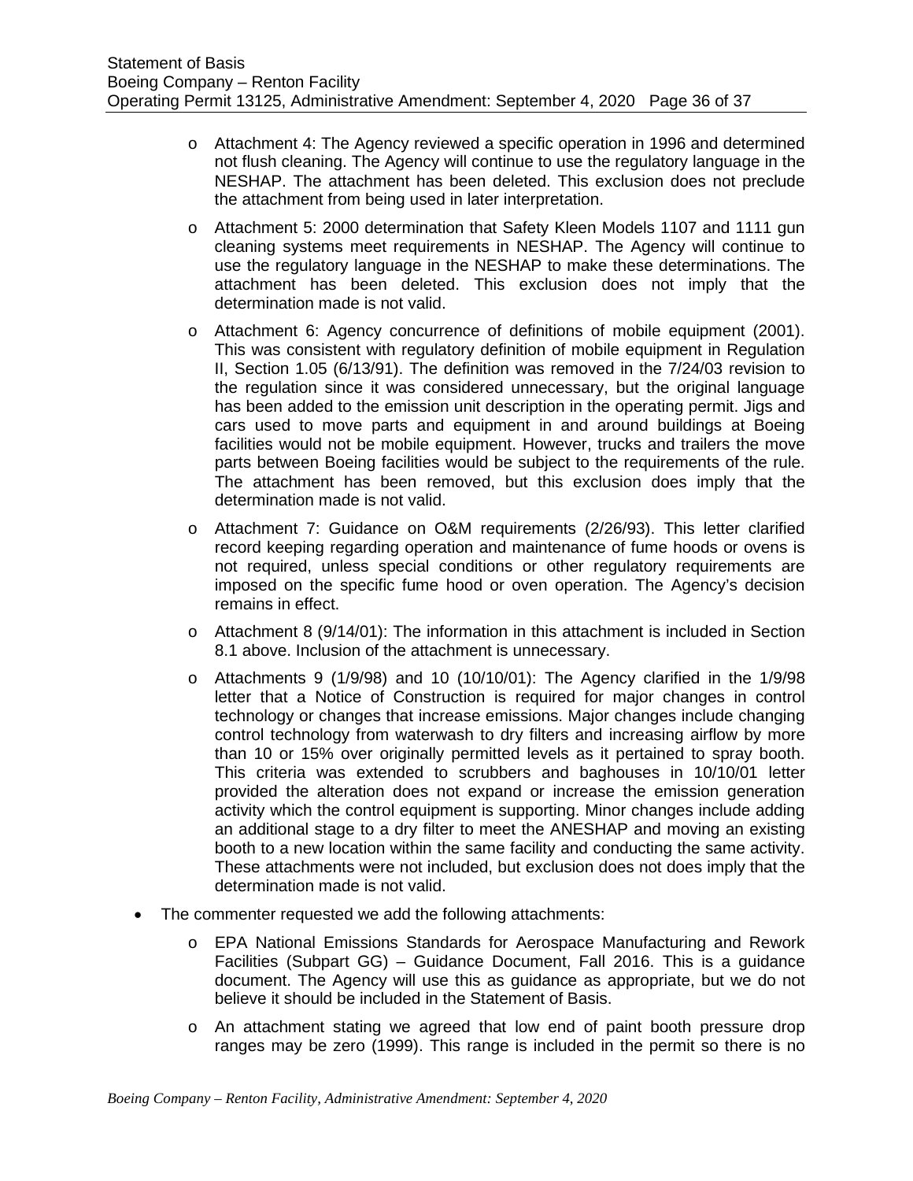- Attachment 4: The Agency reviewed a specific operation in 1996 and determined not flush cleaning. The Agency will continue to use the regulatory language in the NESHAP. The attachment has been deleted. This exclusion does not preclude the attachment from being used in later interpretation.
- Attachment 5: 2000 determination that Safety Kleen Models 1107 and 1111 gun cleaning systems meet requirements in NESHAP. The Agency will continue to use the regulatory language in the NESHAP to make these determinations. The attachment has been deleted. This exclusion does not imply that the determination made is not valid.
- Attachment 6: Agency concurrence of definitions of mobile equipment (2001). This was consistent with regulatory definition of mobile equipment in Regulation II, Section 1.05 (6/13/91). The definition was removed in the 7/24/03 revision to the regulation since it was considered unnecessary, but the original language has been added to the emission unit description in the operating permit. Jigs and cars used to move parts and equipment in and around buildings at Boeing facilities would not be mobile equipment. However, trucks and trailers the move parts between Boeing facilities would be subject to the requirements of the rule. The attachment has been removed, but this exclusion does imply that the determination made is not valid.
- Attachment 7: Guidance on O&M requirements (2/26/93). This letter clarified record keeping regarding operation and maintenance of fume hoods or ovens is not required, unless special conditions or other regulatory requirements are imposed on the specific fume hood or oven operation. The Agency's decision remains in effect.
- Attachment 8 (9/14/01): The information in this attachment is included in Section 8.1 above. Inclusion of the attachment is unnecessary.
- Attachments 9 (1/9/98) and 10 (10/10/01): The Agency clarified in the 1/9/98 letter that a Notice of Construction is required for major changes in control technology or changes that increase emissions. Major changes include changing control technology from waterwash to dry filters and increasing airflow by more than 10 or 15% over originally permitted levels as it pertained to spray booth. This criteria was extended to scrubbers and baghouses in 10/10/01 letter provided the alteration does not expand or increase the emission generation activity which the control equipment is supporting. Minor changes include adding an additional stage to a dry filter to meet the ANESHAP and moving an existing booth to a new location within the same facility and conducting the same activity. These attachments were not included, but exclusion does not does imply that the determination made is not valid.

- The commenter requested we add the following attachments:
  - EPA National Emissions Standards for Aerospace Manufacturing and Rework Facilities (Subpart GG) – Guidance Document, Fall 2016. This is a guidance document. The Agency will use this as guidance as appropriate, but we do not believe it should be included in the Statement of Basis.
  - An attachment stating we agreed that low end of paint booth pressure drop ranges may be zero (1999). This range is included in the permit so there is no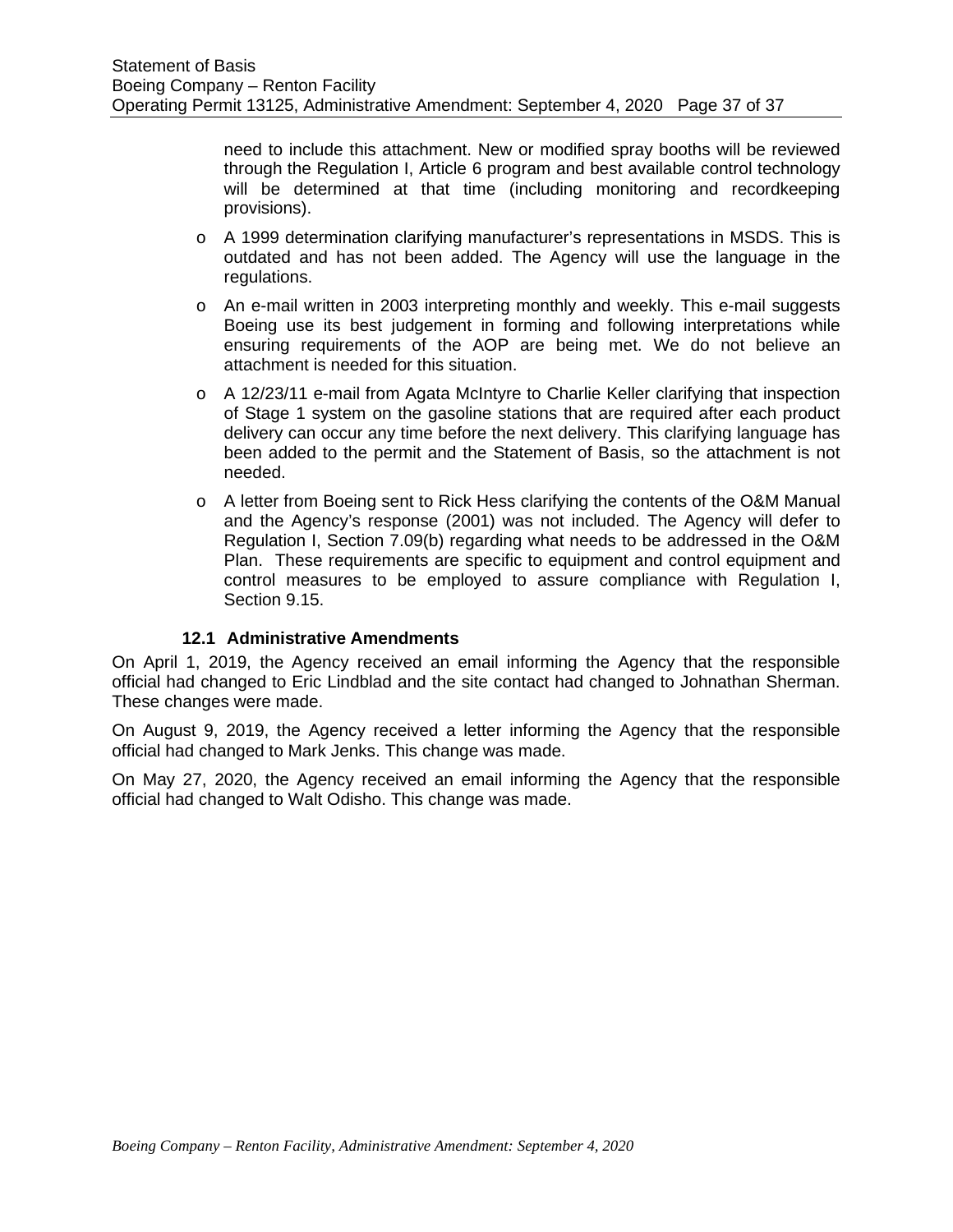need to include this attachment. New or modified spray booths will be reviewed through the Regulation I, Article 6 program and best available control technology will be determined at that time (including monitoring and recordkeeping provisions).

- A 1999 determination clarifying manufacturer's representations in MSDS. This is outdated and has not been added. The Agency will use the language in the regulations.
- An e-mail written in 2003 interpreting monthly and weekly. This e-mail suggests Boeing use its best judgement in forming and following interpretations while ensuring requirements of the AOP are being met. We do not believe an attachment is needed for this situation.
- A 12/23/11 e-mail from Agata McIntyre to Charlie Keller clarifying that inspection of Stage 1 system on the gasoline stations that are required after each product delivery can occur any time before the next delivery. This clarifying language has been added to the permit and the Statement of Basis, so the attachment is not needed.
- A letter from Boeing sent to Rick Hess clarifying the contents of the O&M Manual and the Agency's response (2001) was not included. The Agency will defer to Regulation I, Section 7.09(b) regarding what needs to be addressed in the O&M Plan. These requirements are specific to equipment and control equipment and control measures to be employed to assure compliance with Regulation I, Section 9.15.

### 12.1 Administrative Amendments

On April 1, 2019, the Agency received an email informing the Agency that the responsible official had changed to Eric Lindblad and the site contact had changed to Johnathan Sherman. These changes were made.

On August 9, 2019, the Agency received a letter informing the Agency that the responsible official had changed to Mark Jenks. This change was made.

On May 27, 2020, the Agency received an email informing the Agency that the responsible official had changed to Walt Odisho. This change was made.